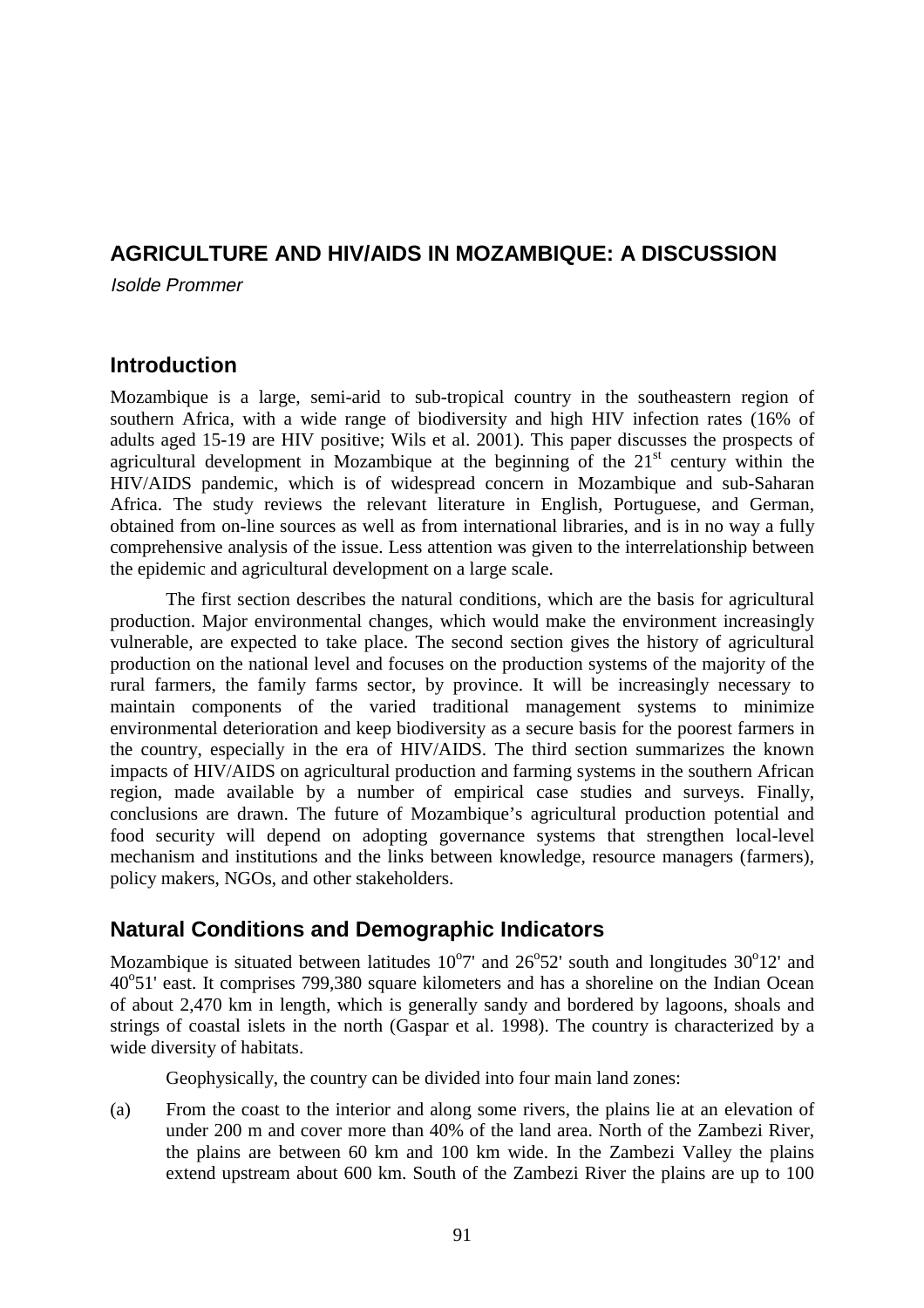# AGRICULTURE AND HIV/AIDS IN MOZAMBIQUE: A DISCUSSION

*Isolde Prommer*

## Introduction

Mozambique is a large, semi-arid to sub-tropical country in the southeastern region of southern Africa, with a wide range of biodiversity and high HIV infection rates (16% of adults aged 15-19 are HIV positive; Wils et al. 2001). This paper discusses the prospects of agricultural development in Mozambique at the beginning of the 21st century within the HIV/AIDS pandemic, which is of widespread concern in Mozambique and sub-Saharan Africa. The study reviews the relevant literature in English, Portuguese, and German, obtained from on-line sources as well as from international libraries, and is in no way a fully comprehensive analysis of the issue. Less attention was given to the interrelationship between the epidemic and agricultural development on a large scale.

The first section describes the natural conditions, which are the basis for agricultural production. Major environmental changes, which would make the environment increasingly vulnerable, are expected to take place. The second section gives the history of agricultural production on the national level and focuses on the production systems of the majority of the rural farmers, the family farms sector, by province. It will be increasingly necessary to maintain components of the varied traditional management systems to minimize environmental deterioration and keep biodiversity as a secure basis for the poorest farmers in the country, especially in the era of HIV/AIDS. The third section summarizes the known impacts of HIV/AIDS on agricultural production and farming systems in the southern African region, made available by a number of empirical case studies and surveys. Finally, conclusions are drawn. The future of Mozambique's agricultural production potential and food security will depend on adopting governance systems that strengthen local-level mechanism and institutions and the links between knowledge, resource managers (farmers), policy makers, NGOs, and other stakeholders.

## Natural Conditions and Demographic Indicators

Mozambique is situated between latitudes 10°7' and 26°52' south and longitudes 30°12' and 40°51' east. It comprises 799,380 square kilometers and has a shoreline on the Indian Ocean of about 2,470 km in length, which is generally sandy and bordered by lagoons, shoals and strings of coastal islets in the north (Gaspar et al. 1998). The country is characterized by a wide diversity of habitats.

Geophysically, the country can be divided into four main land zones:

(a) From the coast to the interior and along some rivers, the plains lie at an elevation of under 200 m and cover more than 40% of the land area. North of the Zambezi River, the plains are between 60 km and 100 km wide. In the Zambezi Valley the plains extend upstream about 600 km. South of the Zambezi River the plains are up to 100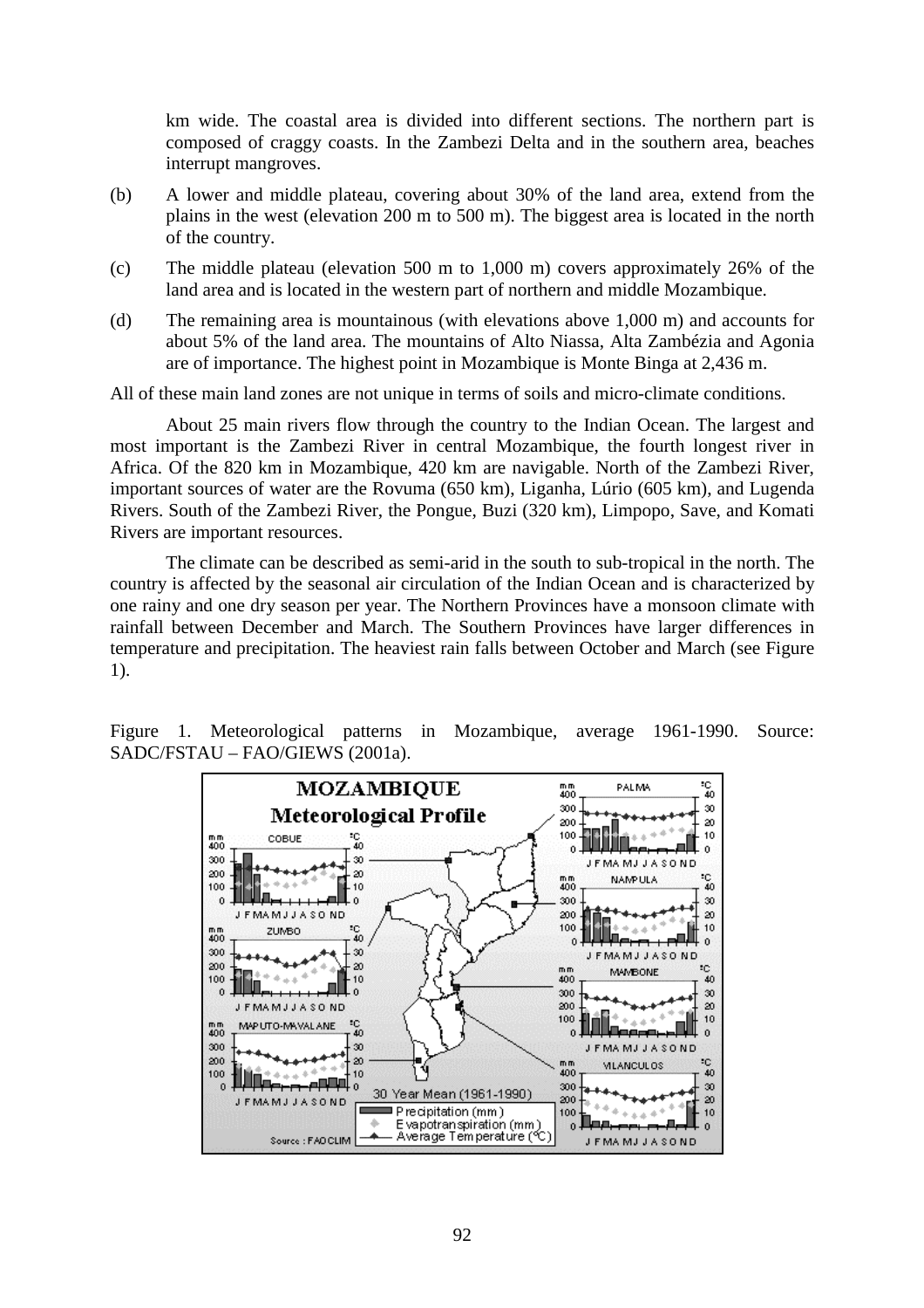km wide. The coastal area is divided into different sections. The northern part is composed of craggy coasts. In the Zambezi Delta and in the southern area, beaches interrupt mangroves.

(b) A lower and middle plateau, covering about 30% of the land area, extend from the plains in the west (elevation 200 m to 500 m). The biggest area is located in the north of the country.

(c) The middle plateau (elevation 500 m to 1,000 m) covers approximately 26% of the land area and is located in the western part of northern and middle Mozambique.

(d) The remaining area is mountainous (with elevations above 1,000 m) and accounts for about 5% of the land area. The mountains of Alto Niassa, Alta Zambézia and Agonia are of importance. The highest point in Mozambique is Monte Binga at 2,436 m.

All of these main land zones are not unique in terms of soils and micro-climate conditions.

About 25 main rivers flow through the country to the Indian Ocean. The largest and most important is the Zambezi River in central Mozambique, the fourth longest river in Africa. Of the 820 km in Mozambique, 420 km are navigable. North of the Zambezi River, important sources of water are the Rovuma (650 km), Liganha, Lúrio (605 km), and Lugenda Rivers. South of the Zambezi River, the Pongue, Buzi (320 km), Limpopo, Save, and Komati Rivers are important resources.

The climate can be described as semi-arid in the south to sub-tropical in the north. The country is affected by the seasonal air circulation of the Indian Ocean and is characterized by one rainy and one dry season per year. The Northern Provinces have a monsoon climate with rainfall between December and March. The Southern Provinces have larger differences in temperature and precipitation. The heaviest rain falls between October and March (see Figure 1).

Figure 1. Meteorological patterns in Mozambique, average 1961-1990. Source: SADC/FSTAU – FAO/GIEWS (2001a).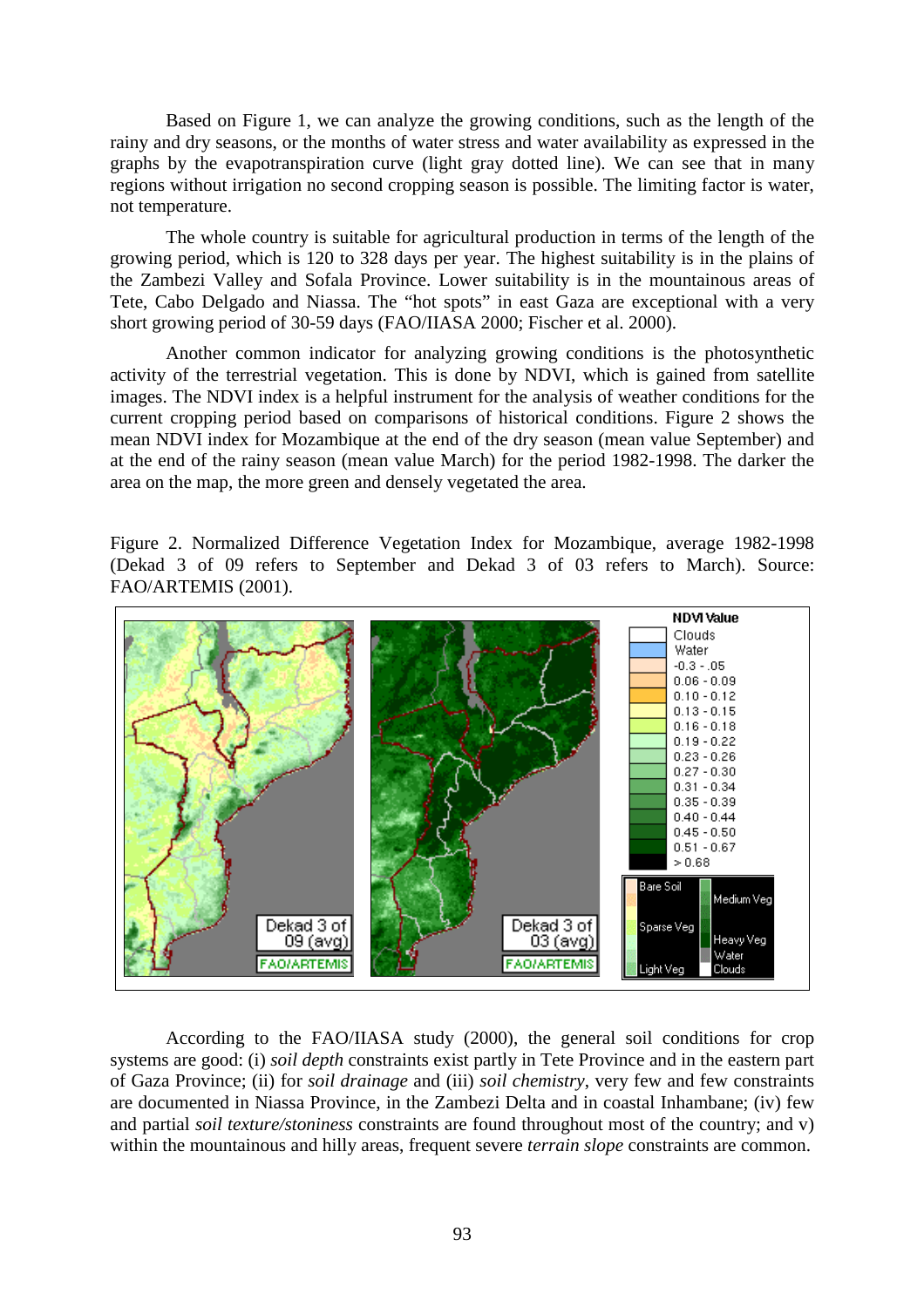Based on Figure 1, we can analyze the growing conditions, such as the length of the rainy and dry seasons, or the months of water stress and water availability as expressed in the graphs by the evapotranspiration curve (light gray dotted line). We can see that in many regions without irrigation no second cropping season is possible. The limiting factor is water, not temperature.

The whole country is suitable for agricultural production in terms of the length of the growing period, which is 120 to 328 days per year. The highest suitability is in the plains of the Zambezi Valley and Sofala Province. Lower suitability is in the mountainous areas of Tete, Cabo Delgado and Niassa. The “hot spots” in east Gaza are exceptional with a very short growing period of 30-59 days (FAO/IIASA 2000; Fischer et al. 2000).

Another common indicator for analyzing growing conditions is the photosynthetic activity of the terrestrial vegetation. This is done by NDVI, which is gained from satellite images. The NDVI index is a helpful instrument for the analysis of weather conditions for the current cropping period based on comparisons of historical conditions. Figure 2 shows the mean NDVI index for Mozambique at the end of the dry season (mean value September) and at the end of the rainy season (mean value March) for the period 1982-1998. The darker the area on the map, the more green and densely vegetated the area.

Figure 2. Normalized Difference Vegetation Index for Mozambique, average 1982-1998 (Dekad 3 of 09 refers to September and Dekad 3 of 03 refers to March). Source: FAO/ARTEMIS (2001).

According to the FAO/IIASA study (2000), the general soil conditions for crop systems are good: (i) *soil depth* constraints exist partly in Tete Province and in the eastern part of Gaza Province; (ii) for *soil drainage* and (iii) *soil chemistry*, very few and few constraints are documented in Niassa Province, in the Zambezi Delta and in coastal Inhambane; (iv) few and partial *soil texture/stoniness* constraints are found throughout most of the country; and v) within the mountainous and hilly areas, frequent severe *terrain slope* constraints are common.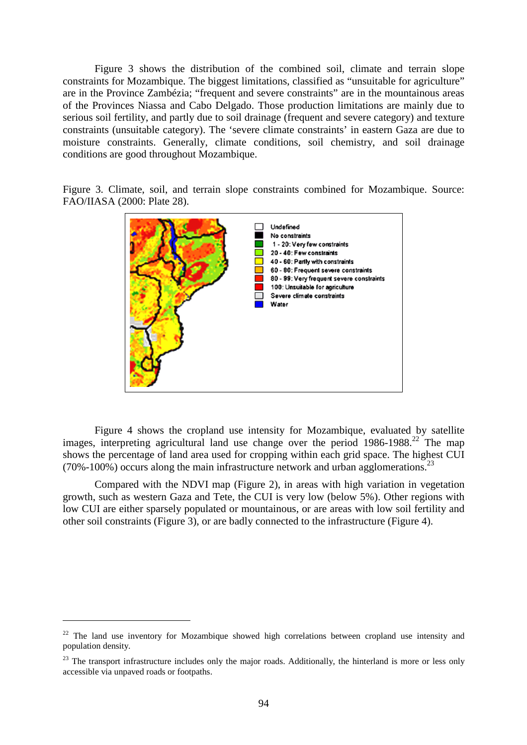Figure 3 shows the distribution of the combined soil, climate and terrain slope constraints for Mozambique. The biggest limitations, classified as "unsuitable for agriculture" are in the Province Zambézia; "frequent and severe constraints" are in the mountainous areas of the Provinces Niassa and Cabo Delgado. Those production limitations are mainly due to serious soil fertility, and partly due to soil drainage (frequent and severe category) and texture constraints (unsuitable category). The 'severe climate constraints' in eastern Gaza are due to moisture constraints. Generally, climate conditions, soil chemistry, and soil drainage conditions are good throughout Mozambique.

Figure 3. Climate, soil, and terrain slope constraints combined for Mozambique. Source: FAO/IIASA (2000: Plate 28).

Figure 4 shows the cropland use intensity for Mozambique, evaluated by satellite images, interpreting agricultural land use change over the period 1986-1988.[22] The map shows the percentage of land area used for cropping within each grid space. The highest CUI (70%-100%) occurs along the main infrastructure network and urban agglomerations.[23]

Compared with the NDVI map (Figure 2), in areas with high variation in vegetation growth, such as western Gaza and Tete, the CUI is very low (below 5%). Other regions with low CUI are either sparsely populated or mountainous, or are areas with low soil fertility and other soil constraints (Figure 3), or are badly connected to the infrastructure (Figure 4).

---

[22] The land use inventory for Mozambique showed high correlations between cropland use intensity and population density.

[23] The transport infrastructure includes only the major roads. Additionally, the hinterland is more or less only accessible via unpaved roads or footpaths.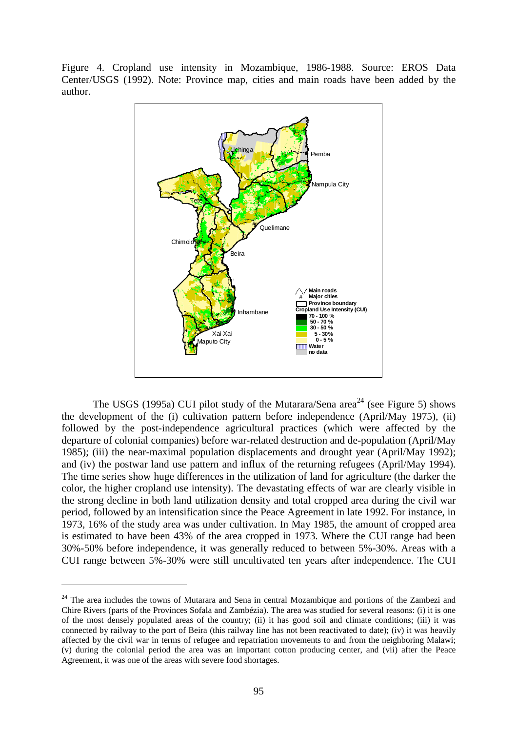Figure 4. Cropland use intensity in Mozambique, 1986-1988. Source: EROS Data Center/USGS (1992). Note: Province map, cities and main roads have been added by the author.

The USGS (1995a) CUI pilot study of the Mutarara/Sena area[24] (see Figure 5) shows the development of the (i) cultivation pattern before independence (April/May 1975), (ii) followed by the post-independence agricultural practices (which were affected by the departure of colonial companies) before war-related destruction and de-population (April/May 1985); (iii) the near-maximal population displacements and drought year (April/May 1992); and (iv) the postwar land use pattern and influx of the returning refugees (April/May 1994). The time series show huge differences in the utilization of land for agriculture (the darker the color, the higher cropland use intensity). The devastating effects of war are clearly visible in the strong decline in both land utilization density and total cropped area during the civil war period, followed by an intensification since the Peace Agreement in late 1992. For instance, in 1973, 16% of the study area was under cultivation. In May 1985, the amount of cropped area is estimated to have been 43% of the area cropped in 1973. Where the CUI range had been 30%-50% before independence, it was generally reduced to between 5%-30%. Areas with a CUI range between 5%-30% were still uncultivated ten years after independence. The CUI

[24] The area includes the towns of Mutarara and Sena in central Mozambique and portions of the Zambezi and Chire Rivers (parts of the Provinces Sofala and Zambézia). The area was studied for several reasons: (i) it is one of the most densely populated areas of the country; (ii) it has good soil and climate conditions; (iii) it was connected by railway to the port of Beira (this railway line has not been reactivated to date); (iv) it was heavily affected by the civil war in terms of refugee and repatriation movements to and from the neighboring Malawi; (v) during the colonial period the area was an important cotton producing center, and (vii) after the Peace Agreement, it was one of the areas with severe food shortages.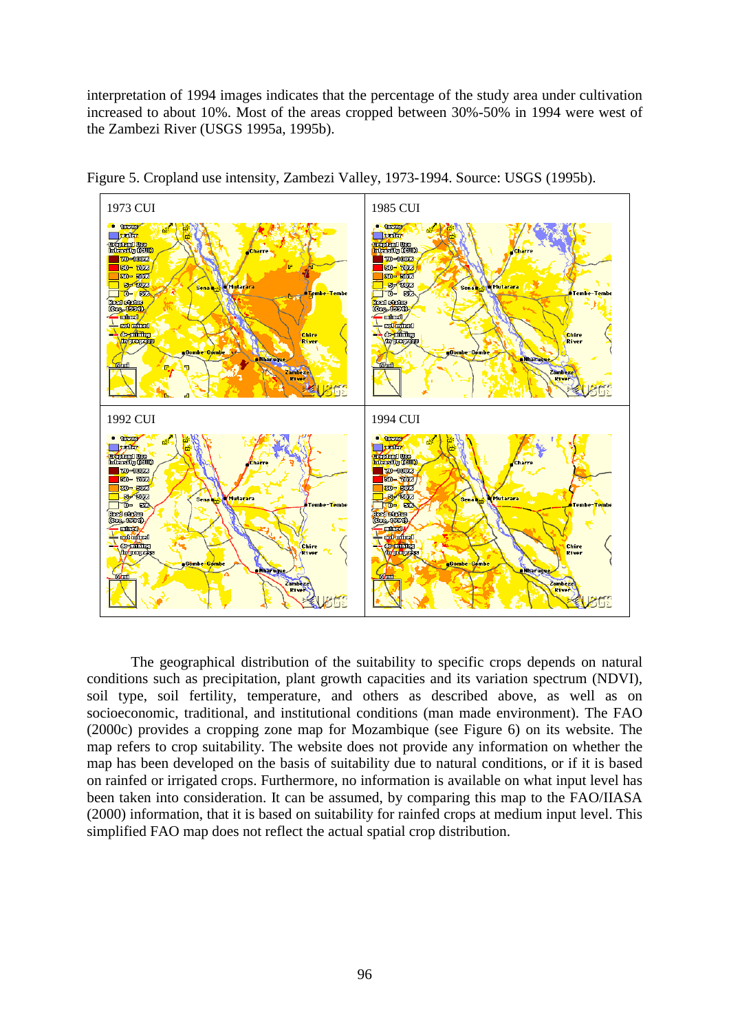interpretation of 1994 images indicates that the percentage of the study area under cultivation increased to about 10%. Most of the areas cropped between 30%-50% in 1994 were west of the Zambezi River (USGS 1995a, 1995b).

Figure 5. Cropland use intensity, Zambezi Valley, 1973-1994. Source: USGS (1995b).

The geographical distribution of the suitability to specific crops depends on natural conditions such as precipitation, plant growth capacities and its variation spectrum (NDVI), soil type, soil fertility, temperature, and others as described above, as well as on socioeconomic, traditional, and institutional conditions (man made environment). The FAO (2000c) provides a cropping zone map for Mozambique (see Figure 6) on its website. The map refers to crop suitability. The website does not provide any information on whether the map has been developed on the basis of suitability due to natural conditions, or if it is based on rainfed or irrigated crops. Furthermore, no information is available on what input level has been taken into consideration. It can be assumed, by comparing this map to the FAO/IIASA (2000) information, that it is based on suitability for rainfed crops at medium input level. This simplified FAO map does not reflect the actual spatial crop distribution.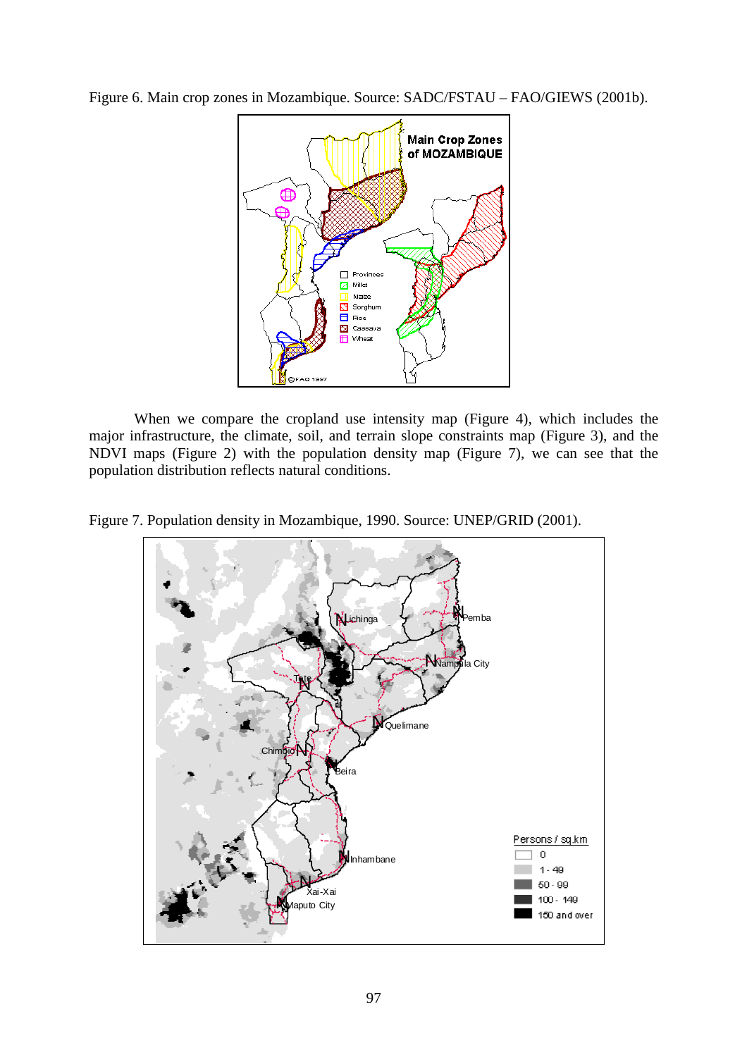Figure 6. Main crop zones in Mozambique. Source: SADC/FSTAU – FAO/GIEWS (2001b).

When we compare the cropland use intensity map (Figure 4), which includes the major infrastructure, the climate, soil, and terrain slope constraints map (Figure 3), and the NDVI maps (Figure 2) with the population density map (Figure 7), we can see that the population distribution reflects natural conditions.

Figure 7. Population density in Mozambique, 1990. Source: UNEP/GRID (2001).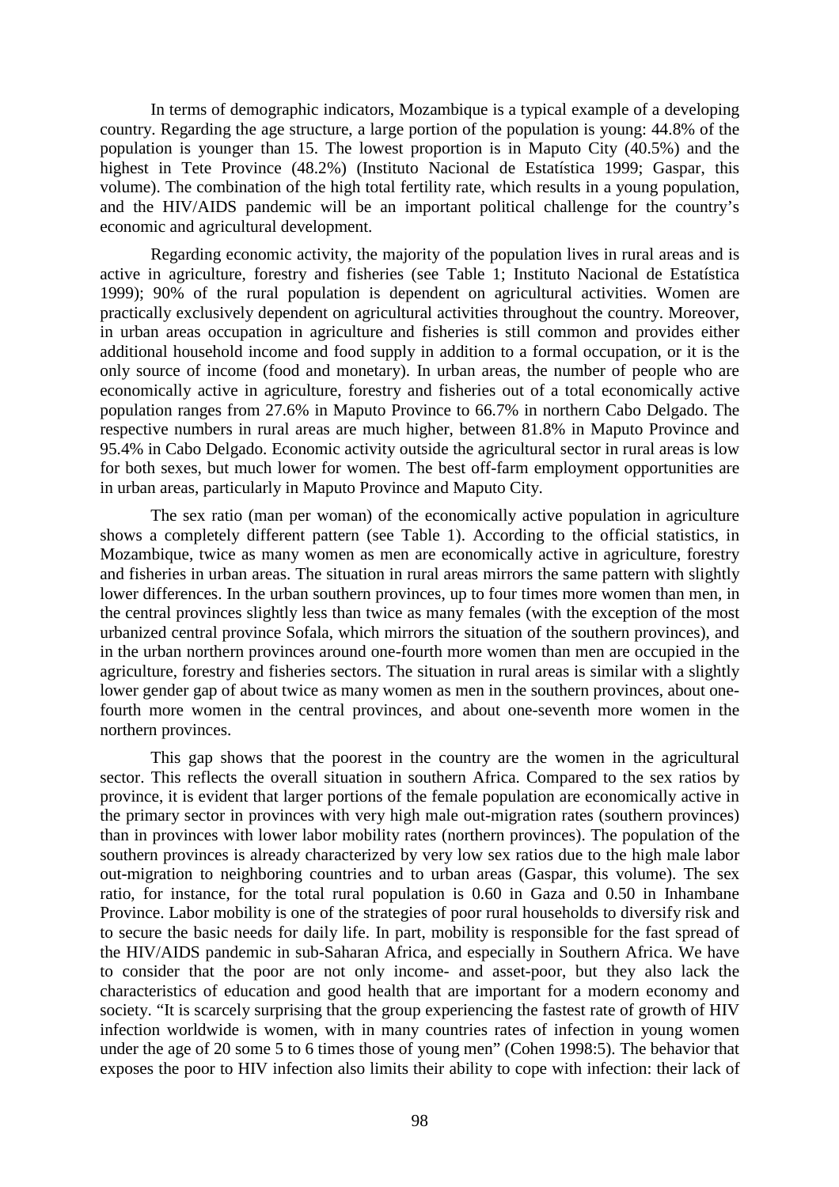In terms of demographic indicators, Mozambique is a typical example of a developing country. Regarding the age structure, a large portion of the population is young: 44.8% of the population is younger than 15. The lowest proportion is in Maputo City (40.5%) and the highest in Tete Province (48.2%) (Instituto Nacional de Estatística 1999; Gaspar, this volume). The combination of the high total fertility rate, which results in a young population, and the HIV/AIDS pandemic will be an important political challenge for the country's economic and agricultural development.

Regarding economic activity, the majority of the population lives in rural areas and is active in agriculture, forestry and fisheries (see Table 1; Instituto Nacional de Estatística 1999); 90% of the rural population is dependent on agricultural activities. Women are practically exclusively dependent on agricultural activities throughout the country. Moreover, in urban areas occupation in agriculture and fisheries is still common and provides either additional household income and food supply in addition to a formal occupation, or it is the only source of income (food and monetary). In urban areas, the number of people who are economically active in agriculture, forestry and fisheries out of a total economically active population ranges from 27.6% in Maputo Province to 66.7% in northern Cabo Delgado. The respective numbers in rural areas are much higher, between 81.8% in Maputo Province and 95.4% in Cabo Delgado. Economic activity outside the agricultural sector in rural areas is low for both sexes, but much lower for women. The best off-farm employment opportunities are in urban areas, particularly in Maputo Province and Maputo City.

The sex ratio (man per woman) of the economically active population in agriculture shows a completely different pattern (see Table 1). According to the official statistics, in Mozambique, twice as many women as men are economically active in agriculture, forestry and fisheries in urban areas. The situation in rural areas mirrors the same pattern with slightly lower differences. In the urban southern provinces, up to four times more women than men, in the central provinces slightly less than twice as many females (with the exception of the most urbanized central province Sofala, which mirrors the situation of the southern provinces), and in the urban northern provinces around one-fourth more women than men are occupied in the agriculture, forestry and fisheries sectors. The situation in rural areas is similar with a slightly lower gender gap of about twice as many women as men in the southern provinces, about one-fourth more women in the central provinces, and about one-seventh more women in the northern provinces.

This gap shows that the poorest in the country are the women in the agricultural sector. This reflects the overall situation in southern Africa. Compared to the sex ratios by province, it is evident that larger portions of the female population are economically active in the primary sector in provinces with very high male out-migration rates (southern provinces) than in provinces with lower labor mobility rates (northern provinces). The population of the southern provinces is already characterized by very low sex ratios due to the high male labor out-migration to neighboring countries and to urban areas (Gaspar, this volume). The sex ratio, for instance, for the total rural population is 0.60 in Gaza and 0.50 in Inhambane Province. Labor mobility is one of the strategies of poor rural households to diversify risk and to secure the basic needs for daily life. In part, mobility is responsible for the fast spread of the HIV/AIDS pandemic in sub-Saharan Africa, and especially in Southern Africa. We have to consider that the poor are not only income- and asset-poor, but they also lack the characteristics of education and good health that are important for a modern economy and society. "It is scarcely surprising that the group experiencing the fastest rate of growth of HIV infection worldwide is women, with in many countries rates of infection in young women under the age of 20 some 5 to 6 times those of young men" (Cohen 1998:5). The behavior that exposes the poor to HIV infection also limits their ability to cope with infection: their lack of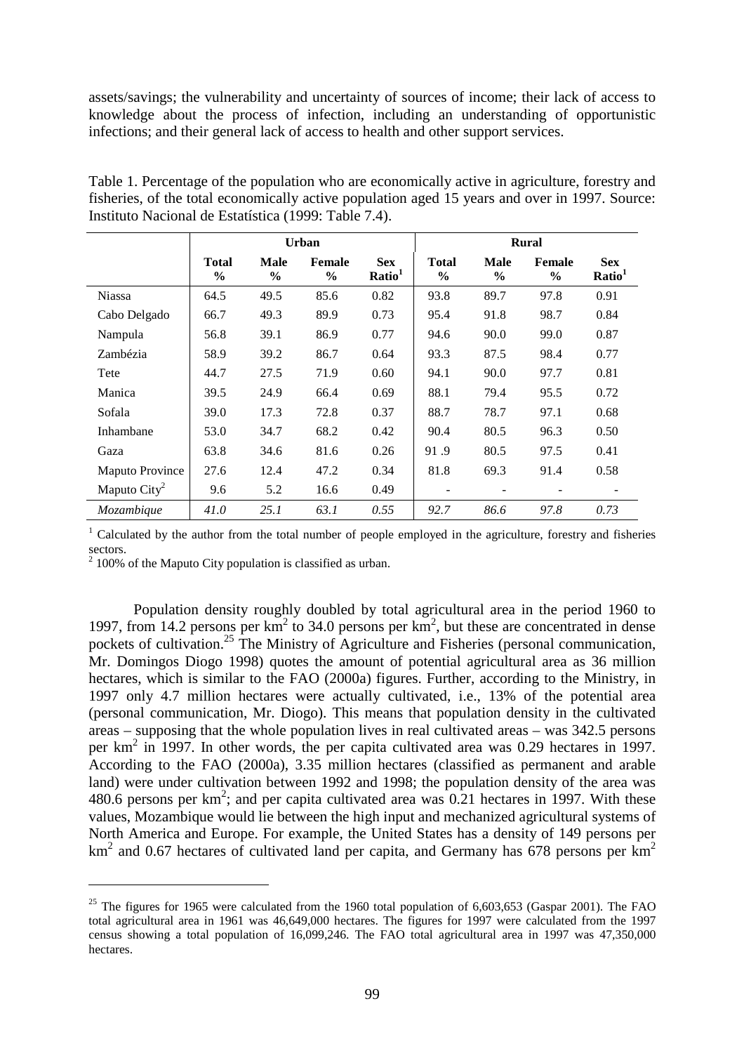assets/savings; the vulnerability and uncertainty of sources of income; their lack of access to knowledge about the process of infection, including an understanding of opportunistic infections; and their general lack of access to health and other support services.

Table 1. Percentage of the population who are economically active in agriculture, forestry and fisheries, of the total economically active population aged 15 years and over in 1997. Source: Instituto Nacional de Estatística (1999: Table 7.4).

| | Urban | | | | Rural | | | |
|---|---|---|---|---|---|---|---|---|
| | **Total %** | **Male %** | **Female %** | **Sex Ratio**[1] | **Total %** | **Male %** | **Female %** | **Sex Ratio**[1] |
| Niassa | 64.5 | 49.5 | 85.6 | 0.82 | 93.8 | 89.7 | 97.8 | 0.91 |
| Cabo Delgado | 66.7 | 49.3 | 89.9 | 0.73 | 95.4 | 91.8 | 98.7 | 0.84 |
| Nampula | 56.8 | 39.1 | 86.9 | 0.77 | 94.6 | 90.0 | 99.0 | 0.87 |
| Zambézia | 58.9 | 39.2 | 86.7 | 0.64 | 93.3 | 87.5 | 98.4 | 0.77 |
| Tete | 44.7 | 27.5 | 71.9 | 0.60 | 94.1 | 90.0 | 97.7 | 0.81 |
| Manica | 39.5 | 24.9 | 66.4 | 0.69 | 88.1 | 79.4 | 95.5 | 0.72 |
| Sofala | 39.0 | 17.3 | 72.8 | 0.37 | 88.7 | 78.7 | 97.1 | 0.68 |
| Inhambane | 53.0 | 34.7 | 68.2 | 0.42 | 90.4 | 80.5 | 96.3 | 0.50 |
| Gaza | 63.8 | 34.6 | 81.6 | 0.26 | 91 .9 | 80.5 | 97.5 | 0.41 |
| Maputo Province | 27.6 | 12.4 | 47.2 | 0.34 | 81.8 | 69.3 | 91.4 | 0.58 |
| Maputo City[2] | 9.6 | 5.2 | 16.6 | 0.49 | - | - | - | - |
| *Mozambique* | *41.0* | *25.1* | *63.1* | *0.55* | *92.7* | *86.6* | *97.8* | *0.73* |

[1] Calculated by the author from the total number of people employed in the agriculture, forestry and fisheries sectors.
[2] 100% of the Maputo City population is classified as urban.

Population density roughly doubled by total agricultural area in the period 1960 to 1997, from 14.2 persons per km$^2$ to 34.0 persons per km$^2$, but these are concentrated in dense pockets of cultivation.[25] The Ministry of Agriculture and Fisheries (personal communication, Mr. Domingos Diogo 1998) quotes the amount of potential agricultural area as 36 million hectares, which is similar to the FAO (2000a) figures. Further, according to the Ministry, in 1997 only 4.7 million hectares were actually cultivated, i.e., 13% of the potential area (personal communication, Mr. Diogo). This means that population density in the cultivated areas – supposing that the whole population lives in real cultivated areas – was 342.5 persons per km$^2$ in 1997. In other words, the per capita cultivated area was 0.29 hectares in 1997. According to the FAO (2000a), 3.35 million hectares (classified as permanent and arable land) were under cultivation between 1992 and 1998; the population density of the area was 480.6 persons per km$^2$; and per capita cultivated area was 0.21 hectares in 1997. With these values, Mozambique would lie between the high input and mechanized agricultural systems of North America and Europe. For example, the United States has a density of 149 persons per km$^2$ and 0.67 hectares of cultivated land per capita, and Germany has 678 persons per km$^2$

[25] The figures for 1965 were calculated from the 1960 total population of 6,603,653 (Gaspar 2001). The FAO total agricultural area in 1961 was 46,649,000 hectares. The figures for 1997 were calculated from the 1997 census showing a total population of 16,099,246. The FAO total agricultural area in 1997 was 47,350,000 hectares.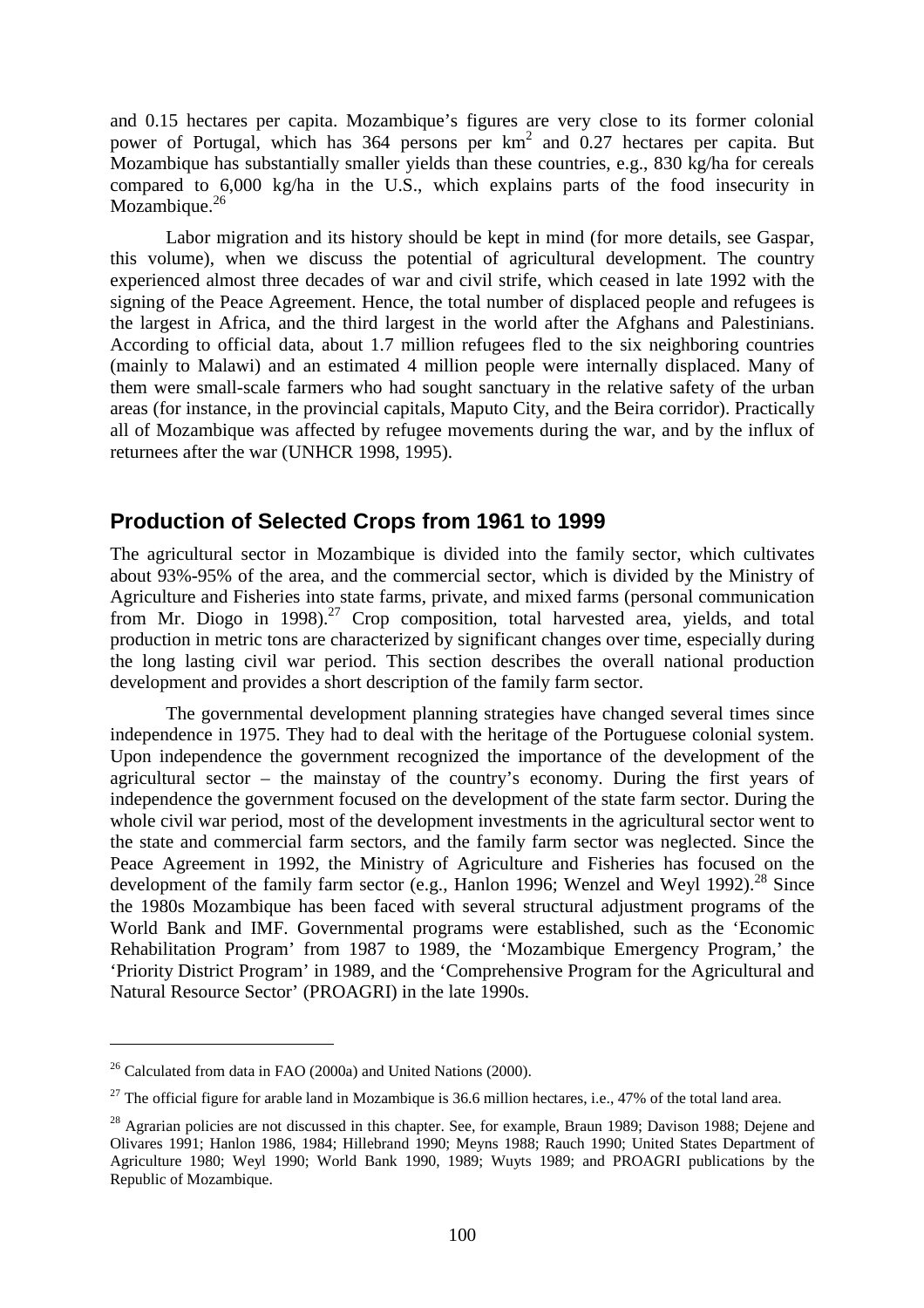and 0.15 hectares per capita. Mozambique's figures are very close to its former colonial power of Portugal, which has 364 persons per km$^2$ and 0.27 hectares per capita. But Mozambique has substantially smaller yields than these countries, e.g., 830 kg/ha for cereals compared to 6,000 kg/ha in the U.S., which explains parts of the food insecurity in Mozambique.[26]

Labor migration and its history should be kept in mind (for more details, see Gaspar, this volume), when we discuss the potential of agricultural development. The country experienced almost three decades of war and civil strife, which ceased in late 1992 with the signing of the Peace Agreement. Hence, the total number of displaced people and refugees is the largest in Africa, and the third largest in the world after the Afghans and Palestinians. According to official data, about 1.7 million refugees fled to the six neighboring countries (mainly to Malawi) and an estimated 4 million people were internally displaced. Many of them were small-scale farmers who had sought sanctuary in the relative safety of the urban areas (for instance, in the provincial capitals, Maputo City, and the Beira corridor). Practically all of Mozambique was affected by refugee movements during the war, and by the influx of returnees after the war (UNHCR 1998, 1995).

## Production of Selected Crops from 1961 to 1999

The agricultural sector in Mozambique is divided into the family sector, which cultivates about 93%-95% of the area, and the commercial sector, which is divided by the Ministry of Agriculture and Fisheries into state farms, private, and mixed farms (personal communication from Mr. Diogo in 1998).[27] Crop composition, total harvested area, yields, and total production in metric tons are characterized by significant changes over time, especially during the long lasting civil war period. This section describes the overall national production development and provides a short description of the family farm sector.

The governmental development planning strategies have changed several times since independence in 1975. They had to deal with the heritage of the Portuguese colonial system. Upon independence the government recognized the importance of the development of the agricultural sector – the mainstay of the country's economy. During the first years of independence the government focused on the development of the state farm sector. During the whole civil war period, most of the development investments in the agricultural sector went to the state and commercial farm sectors, and the family farm sector was neglected. Since the Peace Agreement in 1992, the Ministry of Agriculture and Fisheries has focused on the development of the family farm sector (e.g., Hanlon 1996; Wenzel and Weyl 1992).[28] Since the 1980s Mozambique has been faced with several structural adjustment programs of the World Bank and IMF. Governmental programs were established, such as the 'Economic Rehabilitation Program' from 1987 to 1989, the 'Mozambique Emergency Program,' the 'Priority District Program' in 1989, and the 'Comprehensive Program for the Agricultural and Natural Resource Sector' (PROAGRI) in the late 1990s.

---

[26] Calculated from data in FAO (2000a) and United Nations (2000).

[27] The official figure for arable land in Mozambique is 36.6 million hectares, i.e., 47% of the total land area.

[28] Agrarian policies are not discussed in this chapter. See, for example, Braun 1989; Davison 1988; Dejene and Olivares 1991; Hanlon 1986, 1984; Hillebrand 1990; Meyns 1988; Rauch 1990; United States Department of Agriculture 1980; Weyl 1990; World Bank 1990, 1989; Wuyts 1989; and PROAGRI publications by the Republic of Mozambique.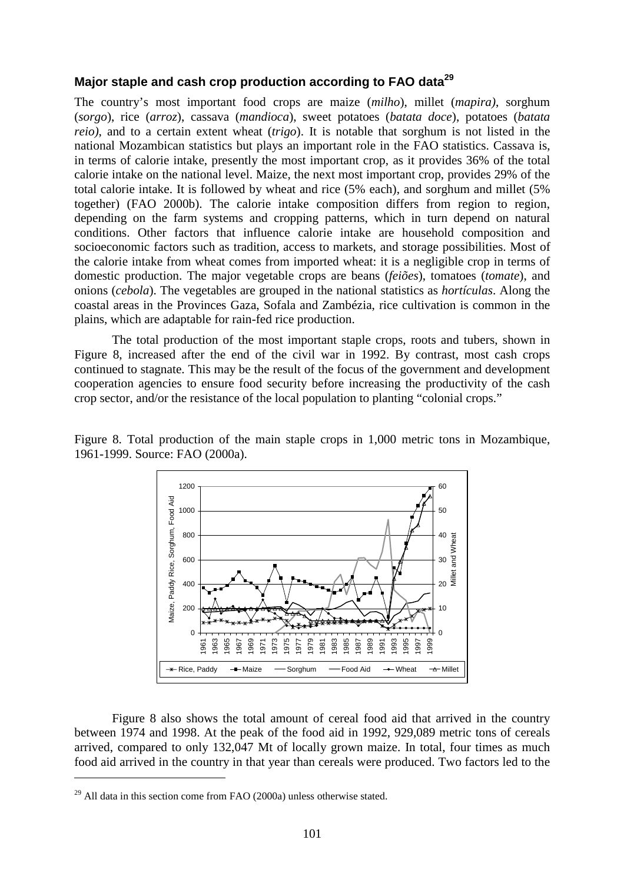### Major staple and cash crop production according to FAO data[29]

The country's most important food crops are maize (*milho*), millet (*mapira)*, sorghum (*sorgo*), rice (*arroz*), cassava (*mandioca*), sweet potatoes (*batata doce*), potatoes (*batata reio)*, and to a certain extent wheat (*trigo*). It is notable that sorghum is not listed in the national Mozambican statistics but plays an important role in the FAO statistics. Cassava is, in terms of calorie intake, presently the most important crop, as it provides 36% of the total calorie intake on the national level. Maize, the next most important crop, provides 29% of the total calorie intake. It is followed by wheat and rice (5% each), and sorghum and millet (5% together) (FAO 2000b). The calorie intake composition differs from region to region, depending on the farm systems and cropping patterns, which in turn depend on natural conditions. Other factors that influence calorie intake are household composition and socioeconomic factors such as tradition, access to markets, and storage possibilities. Most of the calorie intake from wheat comes from imported wheat: it is a negligible crop in terms of domestic production. The major vegetable crops are beans (*feiões*), tomatoes (*tomate*), and onions (*cebola*). The vegetables are grouped in the national statistics as *hortículas*. Along the coastal areas in the Provinces Gaza, Sofala and Zambézia, rice cultivation is common in the plains, which are adaptable for rain-fed rice production.

The total production of the most important staple crops, roots and tubers, shown in Figure 8, increased after the end of the civil war in 1992. By contrast, most cash crops continued to stagnate. This may be the result of the focus of the government and development cooperation agencies to ensure food security before increasing the productivity of the cash crop sector, and/or the resistance of the local population to planting "colonial crops."

Figure 8. Total production of the main staple crops in 1,000 metric tons in Mozambique, 1961-1999. Source: FAO (2000a).

Figure 8 also shows the total amount of cereal food aid that arrived in the country between 1974 and 1998. At the peak of the food aid in 1992, 929,089 metric tons of cereals arrived, compared to only 132,047 Mt of locally grown maize. In total, four times as much food aid arrived in the country in that year than cereals were produced. Two factors led to the

[29] All data in this section come from FAO (2000a) unless otherwise stated.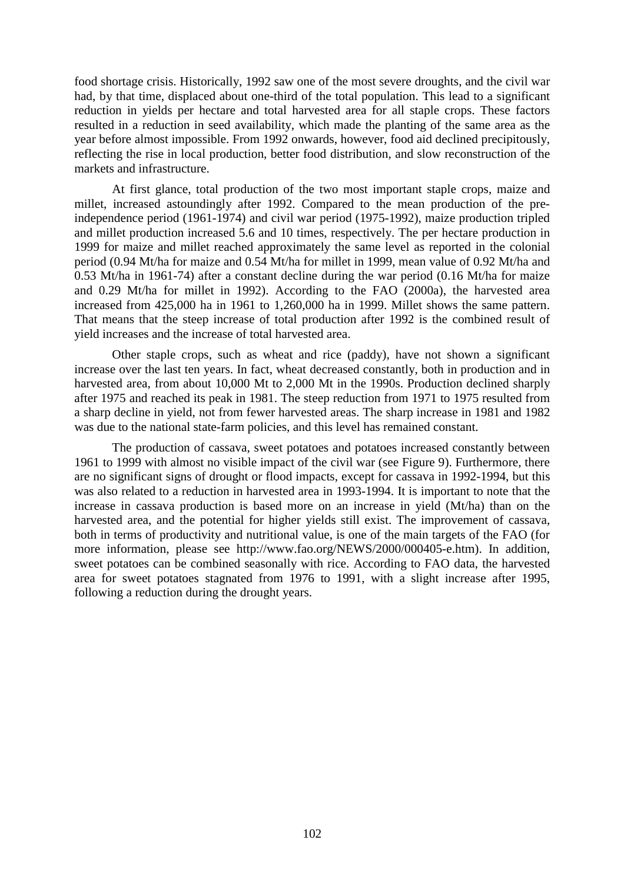food shortage crisis. Historically, 1992 saw one of the most severe droughts, and the civil war had, by that time, displaced about one-third of the total population. This lead to a significant reduction in yields per hectare and total harvested area for all staple crops. These factors resulted in a reduction in seed availability, which made the planting of the same area as the year before almost impossible. From 1992 onwards, however, food aid declined precipitously, reflecting the rise in local production, better food distribution, and slow reconstruction of the markets and infrastructure.

At first glance, total production of the two most important staple crops, maize and millet, increased astoundingly after 1992. Compared to the mean production of the pre-independence period (1961-1974) and civil war period (1975-1992), maize production tripled and millet production increased 5.6 and 10 times, respectively. The per hectare production in 1999 for maize and millet reached approximately the same level as reported in the colonial period (0.94 Mt/ha for maize and 0.54 Mt/ha for millet in 1999, mean value of 0.92 Mt/ha and 0.53 Mt/ha in 1961-74) after a constant decline during the war period (0.16 Mt/ha for maize and 0.29 Mt/ha for millet in 1992). According to the FAO (2000a), the harvested area increased from 425,000 ha in 1961 to 1,260,000 ha in 1999. Millet shows the same pattern. That means that the steep increase of total production after 1992 is the combined result of yield increases and the increase of total harvested area.

Other staple crops, such as wheat and rice (paddy), have not shown a significant increase over the last ten years. In fact, wheat decreased constantly, both in production and in harvested area, from about 10,000 Mt to 2,000 Mt in the 1990s. Production declined sharply after 1975 and reached its peak in 1981. The steep reduction from 1971 to 1975 resulted from a sharp decline in yield, not from fewer harvested areas. The sharp increase in 1981 and 1982 was due to the national state-farm policies, and this level has remained constant.

The production of cassava, sweet potatoes and potatoes increased constantly between 1961 to 1999 with almost no visible impact of the civil war (see Figure 9). Furthermore, there are no significant signs of drought or flood impacts, except for cassava in 1992-1994, but this was also related to a reduction in harvested area in 1993-1994. It is important to note that the increase in cassava production is based more on an increase in yield (Mt/ha) than on the harvested area, and the potential for higher yields still exist. The improvement of cassava, both in terms of productivity and nutritional value, is one of the main targets of the FAO (for more information, please see http://www.fao.org/NEWS/2000/000405-e.htm). In addition, sweet potatoes can be combined seasonally with rice. According to FAO data, the harvested area for sweet potatoes stagnated from 1976 to 1991, with a slight increase after 1995, following a reduction during the drought years.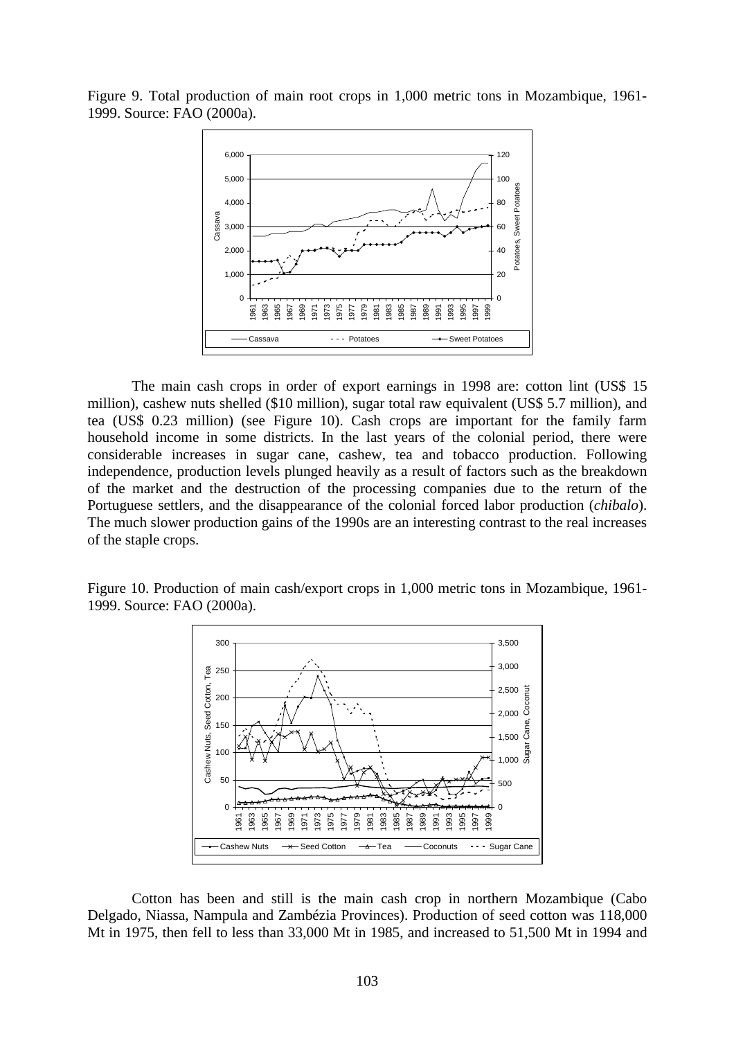Figure 9. Total production of main root crops in 1,000 metric tons in Mozambique, 1961-1999. Source: FAO (2000a).

The main cash crops in order of export earnings in 1998 are: cotton lint (US$ 15 million), cashew nuts shelled ($10 million), sugar total raw equivalent (US$ 5.7 million), and tea (US$ 0.23 million) (see Figure 10). Cash crops are important for the family farm household income in some districts. In the last years of the colonial period, there were considerable increases in sugar cane, cashew, tea and tobacco production. Following independence, production levels plunged heavily as a result of factors such as the breakdown of the market and the destruction of the processing companies due to the return of the Portuguese settlers, and the disappearance of the colonial forced labor production (*chibalo*). The much slower production gains of the 1990s are an interesting contrast to the real increases of the staple crops.

Figure 10. Production of main cash/export crops in 1,000 metric tons in Mozambique, 1961-1999. Source: FAO (2000a).

Cotton has been and still is the main cash crop in northern Mozambique (Cabo Delgado, Niassa, Nampula and Zambézia Provinces). Production of seed cotton was 118,000 Mt in 1975, then fell to less than 33,000 Mt in 1985, and increased to 51,500 Mt in 1994 and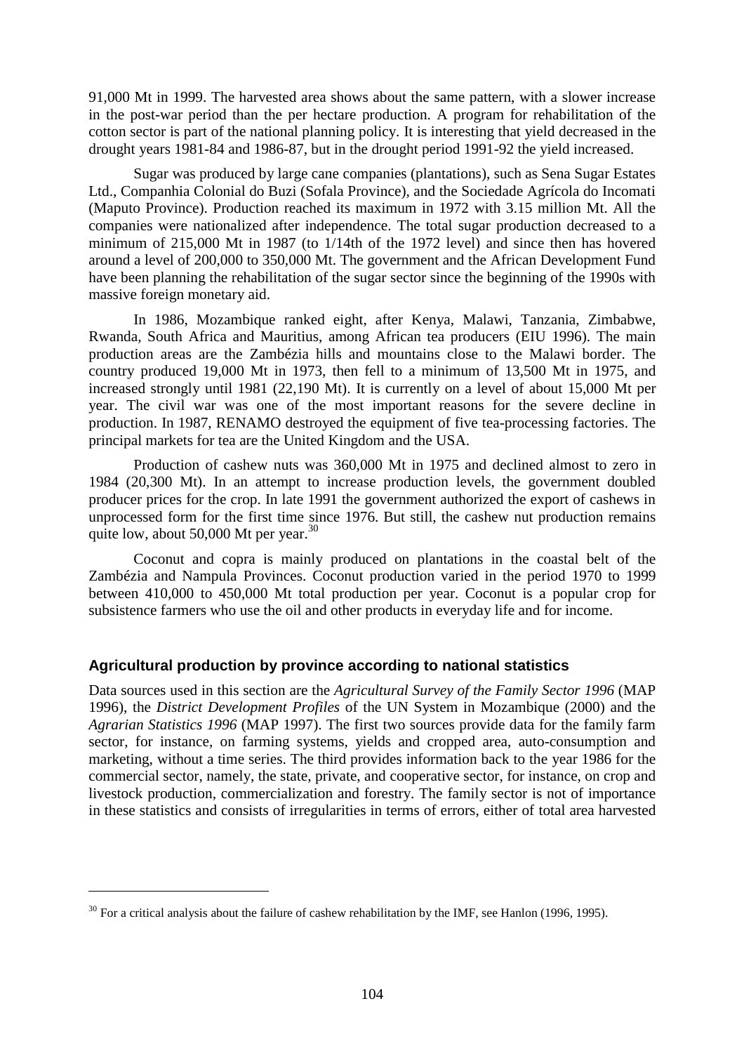91,000 Mt in 1999. The harvested area shows about the same pattern, with a slower increase in the post-war period than the per hectare production. A program for rehabilitation of the cotton sector is part of the national planning policy. It is interesting that yield decreased in the drought years 1981-84 and 1986-87, but in the drought period 1991-92 the yield increased.

Sugar was produced by large cane companies (plantations), such as Sena Sugar Estates Ltd., Companhia Colonial do Buzi (Sofala Province), and the Sociedade Agrícola do Incomati (Maputo Province). Production reached its maximum in 1972 with 3.15 million Mt. All the companies were nationalized after independence. The total sugar production decreased to a minimum of 215,000 Mt in 1987 (to 1/14th of the 1972 level) and since then has hovered around a level of 200,000 to 350,000 Mt. The government and the African Development Fund have been planning the rehabilitation of the sugar sector since the beginning of the 1990s with massive foreign monetary aid.

In 1986, Mozambique ranked eight, after Kenya, Malawi, Tanzania, Zimbabwe, Rwanda, South Africa and Mauritius, among African tea producers (EIU 1996). The main production areas are the Zambézia hills and mountains close to the Malawi border. The country produced 19,000 Mt in 1973, then fell to a minimum of 13,500 Mt in 1975, and increased strongly until 1981 (22,190 Mt). It is currently on a level of about 15,000 Mt per year. The civil war was one of the most important reasons for the severe decline in production. In 1987, RENAMO destroyed the equipment of five tea-processing factories. The principal markets for tea are the United Kingdom and the USA.

Production of cashew nuts was 360,000 Mt in 1975 and declined almost to zero in 1984 (20,300 Mt). In an attempt to increase production levels, the government doubled producer prices for the crop. In late 1991 the government authorized the export of cashews in unprocessed form for the first time since 1976. But still, the cashew nut production remains quite low, about 50,000 Mt per year.[30]

Coconut and copra is mainly produced on plantations in the coastal belt of the Zambézia and Nampula Provinces. Coconut production varied in the period 1970 to 1999 between 410,000 to 450,000 Mt total production per year. Coconut is a popular crop for subsistence farmers who use the oil and other products in everyday life and for income.

### Agricultural production by province according to national statistics

Data sources used in this section are the *Agricultural Survey of the Family Sector 1996* (MAP 1996), the *District Development Profiles* of the UN System in Mozambique (2000) and the *Agrarian Statistics 1996* (MAP 1997). The first two sources provide data for the family farm sector, for instance, on farming systems, yields and cropped area, auto-consumption and marketing, without a time series. The third provides information back to the year 1986 for the commercial sector, namely, the state, private, and cooperative sector, for instance, on crop and livestock production, commercialization and forestry. The family sector is not of importance in these statistics and consists of irregularities in terms of errors, either of total area harvested

[30] For a critical analysis about the failure of cashew rehabilitation by the IMF, see Hanlon (1996, 1995).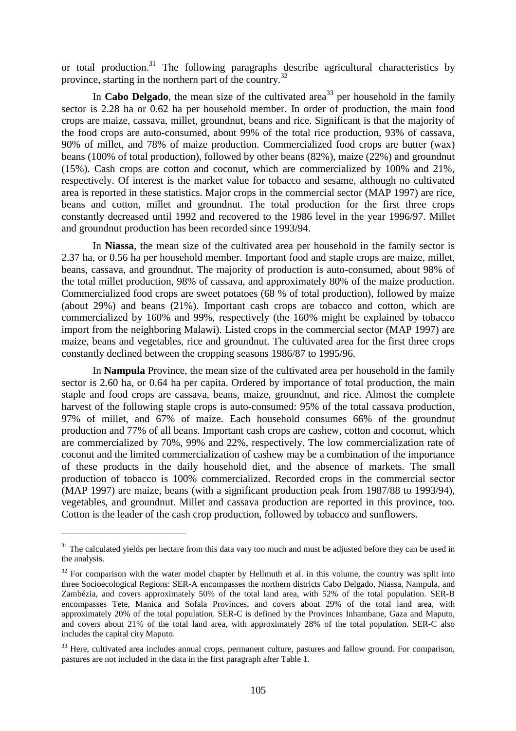or total production.[31] The following paragraphs describe agricultural characteristics by province, starting in the northern part of the country.[32]

In **Cabo Delgado**, the mean size of the cultivated area[33] per household in the family sector is 2.28 ha or 0.62 ha per household member. In order of production, the main food crops are maize, cassava, millet, groundnut, beans and rice. Significant is that the majority of the food crops are auto-consumed, about 99% of the total rice production, 93% of cassava, 90% of millet, and 78% of maize production. Commercialized food crops are butter (wax) beans (100% of total production), followed by other beans (82%), maize (22%) and groundnut (15%). Cash crops are cotton and coconut, which are commercialized by 100% and 21%, respectively. Of interest is the market value for tobacco and sesame, although no cultivated area is reported in these statistics. Major crops in the commercial sector (MAP 1997) are rice, beans and cotton, millet and groundnut. The total production for the first three crops constantly decreased until 1992 and recovered to the 1986 level in the year 1996/97. Millet and groundnut production has been recorded since 1993/94.

In **Niassa**, the mean size of the cultivated area per household in the family sector is 2.37 ha, or 0.56 ha per household member. Important food and staple crops are maize, millet, beans, cassava, and groundnut. The majority of production is auto-consumed, about 98% of the total millet production, 98% of cassava, and approximately 80% of the maize production. Commercialized food crops are sweet potatoes (68 % of total production), followed by maize (about 29%) and beans (21%). Important cash crops are tobacco and cotton, which are commercialized by 160% and 99%, respectively (the 160% might be explained by tobacco import from the neighboring Malawi). Listed crops in the commercial sector (MAP 1997) are maize, beans and vegetables, rice and groundnut. The cultivated area for the first three crops constantly declined between the cropping seasons 1986/87 to 1995/96.

In **Nampula** Province, the mean size of the cultivated area per household in the family sector is 2.60 ha, or 0.64 ha per capita. Ordered by importance of total production, the main staple and food crops are cassava, beans, maize, groundnut, and rice. Almost the complete harvest of the following staple crops is auto-consumed: 95% of the total cassava production, 97% of millet, and 67% of maize. Each household consumes 66% of the groundnut production and 77% of all beans. Important cash crops are cashew, cotton and coconut, which are commercialized by 70%, 99% and 22%, respectively. The low commercialization rate of coconut and the limited commercialization of cashew may be a combination of the importance of these products in the daily household diet, and the absence of markets. The small production of tobacco is 100% commercialized. Recorded crops in the commercial sector (MAP 1997) are maize, beans (with a significant production peak from 1987/88 to 1993/94), vegetables, and groundnut. Millet and cassava production are reported in this province, too. Cotton is the leader of the cash crop production, followed by tobacco and sunflowers.

---

[31] The calculated yields per hectare from this data vary too much and must be adjusted before they can be used in the analysis.

[32] For comparison with the water model chapter by Hellmuth et al. in this volume, the country was split into three Socioecological Regions: SER-A encompasses the northern districts Cabo Delgado, Niassa, Nampula, and Zambézia, and covers approximately 50% of the total land area, with 52% of the total population. SER-B encompasses Tete, Manica and Sofala Provinces, and covers about 29% of the total land area, with approximately 20% of the total population. SER-C is defined by the Provinces Inhambane, Gaza and Maputo, and covers about 21% of the total land area, with approximately 28% of the total population. SER-C also includes the capital city Maputo.

[33] Here, cultivated area includes annual crops, permanent culture, pastures and fallow ground. For comparison, pastures are not included in the data in the first paragraph after Table 1.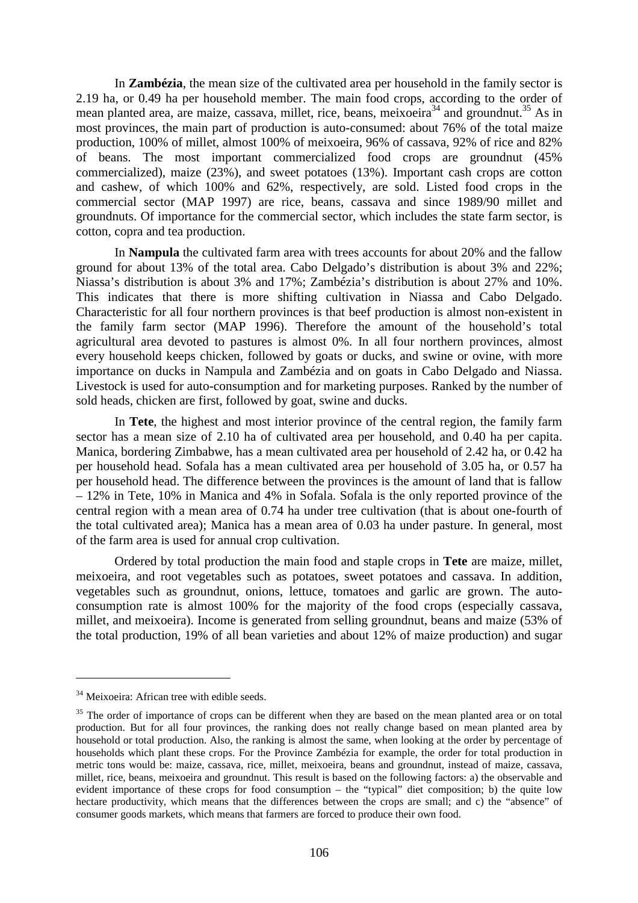In **Zambézia**, the mean size of the cultivated area per household in the family sector is 2.19 ha, or 0.49 ha per household member. The main food crops, according to the order of mean planted area, are maize, cassava, millet, rice, beans, meixoeira[34] and groundnut.[35] As in most provinces, the main part of production is auto-consumed: about 76% of the total maize production, 100% of millet, almost 100% of meixoeira, 96% of cassava, 92% of rice and 82% of beans. The most important commercialized food crops are groundnut (45% commercialized), maize (23%), and sweet potatoes (13%). Important cash crops are cotton and cashew, of which 100% and 62%, respectively, are sold. Listed food crops in the commercial sector (MAP 1997) are rice, beans, cassava and since 1989/90 millet and groundnuts. Of importance for the commercial sector, which includes the state farm sector, is cotton, copra and tea production.

In **Nampula** the cultivated farm area with trees accounts for about 20% and the fallow ground for about 13% of the total area. Cabo Delgado's distribution is about 3% and 22%; Niassa's distribution is about 3% and 17%; Zambézia's distribution is about 27% and 10%. This indicates that there is more shifting cultivation in Niassa and Cabo Delgado. Characteristic for all four northern provinces is that beef production is almost non-existent in the family farm sector (MAP 1996). Therefore the amount of the household's total agricultural area devoted to pastures is almost 0%. In all four northern provinces, almost every household keeps chicken, followed by goats or ducks, and swine or ovine, with more importance on ducks in Nampula and Zambézia and on goats in Cabo Delgado and Niassa. Livestock is used for auto-consumption and for marketing purposes. Ranked by the number of sold heads, chicken are first, followed by goat, swine and ducks.

In **Tete**, the highest and most interior province of the central region, the family farm sector has a mean size of 2.10 ha of cultivated area per household, and 0.40 ha per capita. Manica, bordering Zimbabwe, has a mean cultivated area per household of 2.42 ha, or 0.42 ha per household head. Sofala has a mean cultivated area per household of 3.05 ha, or 0.57 ha per household head. The difference between the provinces is the amount of land that is fallow – 12% in Tete, 10% in Manica and 4% in Sofala. Sofala is the only reported province of the central region with a mean area of 0.74 ha under tree cultivation (that is about one-fourth of the total cultivated area); Manica has a mean area of 0.03 ha under pasture. In general, most of the farm area is used for annual crop cultivation.

Ordered by total production the main food and staple crops in **Tete** are maize, millet, meixoeira, and root vegetables such as potatoes, sweet potatoes and cassava. In addition, vegetables such as groundnut, onions, lettuce, tomatoes and garlic are grown. The auto-consumption rate is almost 100% for the majority of the food crops (especially cassava, millet, and meixoeira). Income is generated from selling groundnut, beans and maize (53% of the total production, 19% of all bean varieties and about 12% of maize production) and sugar

---

[34] Meixoeira: African tree with edible seeds.

[35] The order of importance of crops can be different when they are based on the mean planted area or on total production. But for all four provinces, the ranking does not really change based on mean planted area by household or total production. Also, the ranking is almost the same, when looking at the order by percentage of households which plant these crops. For the Province Zambézia for example, the order for total production in metric tons would be: maize, cassava, rice, millet, meixoeira, beans and groundnut, instead of maize, cassava, millet, rice, beans, meixoeira and groundnut. This result is based on the following factors: a) the observable and evident importance of these crops for food consumption – the "typical" diet composition; b) the quite low hectare productivity, which means that the differences between the crops are small; and c) the "absence" of consumer goods markets, which means that farmers are forced to produce their own food.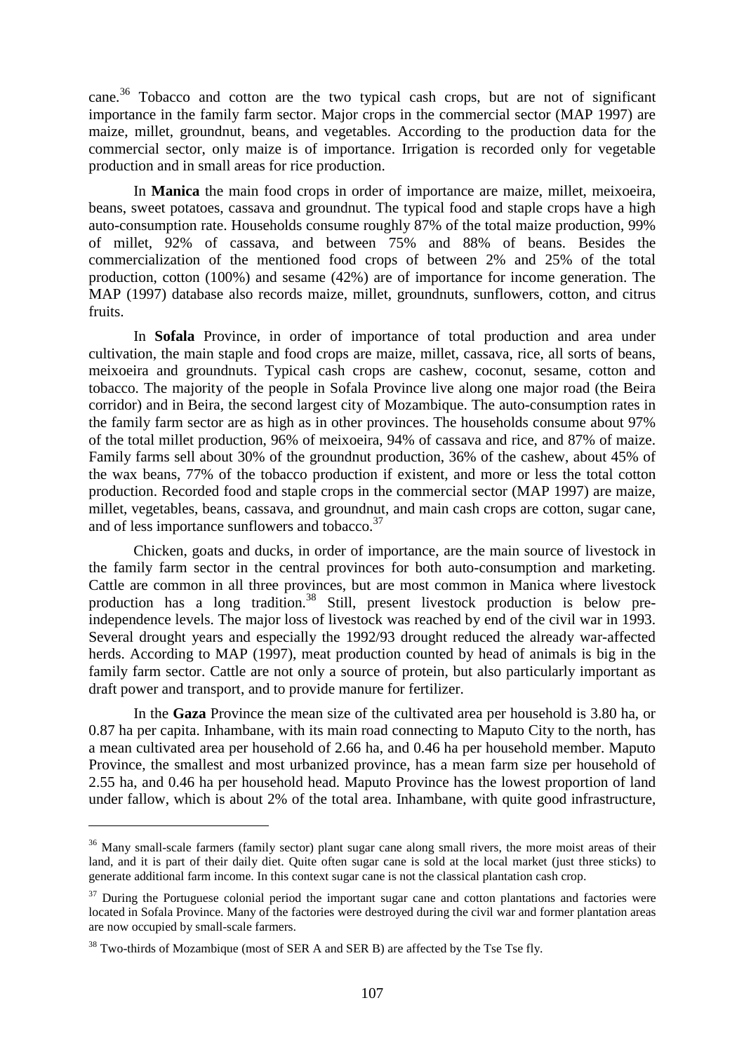cane.[36] Tobacco and cotton are the two typical cash crops, but are not of significant importance in the family farm sector. Major crops in the commercial sector (MAP 1997) are maize, millet, groundnut, beans, and vegetables. According to the production data for the commercial sector, only maize is of importance. Irrigation is recorded only for vegetable production and in small areas for rice production.

In **Manica** the main food crops in order of importance are maize, millet, meixoeira, beans, sweet potatoes, cassava and groundnut. The typical food and staple crops have a high auto-consumption rate. Households consume roughly 87% of the total maize production, 99% of millet, 92% of cassava, and between 75% and 88% of beans. Besides the commercialization of the mentioned food crops of between 2% and 25% of the total production, cotton (100%) and sesame (42%) are of importance for income generation. The MAP (1997) database also records maize, millet, groundnuts, sunflowers, cotton, and citrus fruits.

In **Sofala** Province, in order of importance of total production and area under cultivation, the main staple and food crops are maize, millet, cassava, rice, all sorts of beans, meixoeira and groundnuts. Typical cash crops are cashew, coconut, sesame, cotton and tobacco. The majority of the people in Sofala Province live along one major road (the Beira corridor) and in Beira, the second largest city of Mozambique. The auto-consumption rates in the family farm sector are as high as in other provinces. The households consume about 97% of the total millet production, 96% of meixoeira, 94% of cassava and rice, and 87% of maize. Family farms sell about 30% of the groundnut production, 36% of the cashew, about 45% of the wax beans, 77% of the tobacco production if existent, and more or less the total cotton production. Recorded food and staple crops in the commercial sector (MAP 1997) are maize, millet, vegetables, beans, cassava, and groundnut, and main cash crops are cotton, sugar cane, and of less importance sunflowers and tobacco.[37]

Chicken, goats and ducks, in order of importance, are the main source of livestock in the family farm sector in the central provinces for both auto-consumption and marketing. Cattle are common in all three provinces, but are most common in Manica where livestock production has a long tradition.[38] Still, present livestock production is below pre-independence levels. The major loss of livestock was reached by end of the civil war in 1993. Several drought years and especially the 1992/93 drought reduced the already war-affected herds. According to MAP (1997), meat production counted by head of animals is big in the family farm sector. Cattle are not only a source of protein, but also particularly important as draft power and transport, and to provide manure for fertilizer.

In the **Gaza** Province the mean size of the cultivated area per household is 3.80 ha, or 0.87 ha per capita. Inhambane, with its main road connecting to Maputo City to the north, has a mean cultivated area per household of 2.66 ha, and 0.46 ha per household member. Maputo Province, the smallest and most urbanized province, has a mean farm size per household of 2.55 ha, and 0.46 ha per household head. Maputo Province has the lowest proportion of land under fallow, which is about 2% of the total area. Inhambane, with quite good infrastructure,

---

[36] Many small-scale farmers (family sector) plant sugar cane along small rivers, the more moist areas of their land, and it is part of their daily diet. Quite often sugar cane is sold at the local market (just three sticks) to generate additional farm income. In this context sugar cane is not the classical plantation cash crop.

[37] During the Portuguese colonial period the important sugar cane and cotton plantations and factories were located in Sofala Province. Many of the factories were destroyed during the civil war and former plantation areas are now occupied by small-scale farmers.

[38] Two-thirds of Mozambique (most of SER A and SER B) are affected by the Tse Tse fly.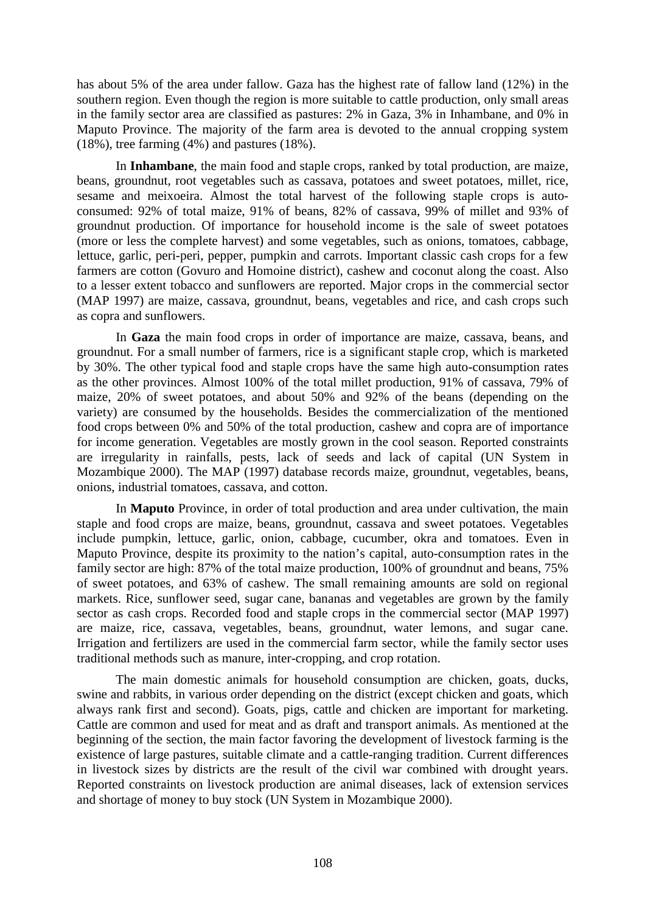has about 5% of the area under fallow. Gaza has the highest rate of fallow land (12%) in the southern region. Even though the region is more suitable to cattle production, only small areas in the family sector area are classified as pastures: 2% in Gaza, 3% in Inhambane, and 0% in Maputo Province. The majority of the farm area is devoted to the annual cropping system (18%), tree farming (4%) and pastures (18%).

In **Inhambane**, the main food and staple crops, ranked by total production, are maize, beans, groundnut, root vegetables such as cassava, potatoes and sweet potatoes, millet, rice, sesame and meixoeira. Almost the total harvest of the following staple crops is auto-consumed: 92% of total maize, 91% of beans, 82% of cassava, 99% of millet and 93% of groundnut production. Of importance for household income is the sale of sweet potatoes (more or less the complete harvest) and some vegetables, such as onions, tomatoes, cabbage, lettuce, garlic, peri-peri, pepper, pumpkin and carrots. Important classic cash crops for a few farmers are cotton (Govuro and Homoine district), cashew and coconut along the coast. Also to a lesser extent tobacco and sunflowers are reported. Major crops in the commercial sector (MAP 1997) are maize, cassava, groundnut, beans, vegetables and rice, and cash crops such as copra and sunflowers.

In **Gaza** the main food crops in order of importance are maize, cassava, beans, and groundnut. For a small number of farmers, rice is a significant staple crop, which is marketed by 30%. The other typical food and staple crops have the same high auto-consumption rates as the other provinces. Almost 100% of the total millet production, 91% of cassava, 79% of maize, 20% of sweet potatoes, and about 50% and 92% of the beans (depending on the variety) are consumed by the households. Besides the commercialization of the mentioned food crops between 0% and 50% of the total production, cashew and copra are of importance for income generation. Vegetables are mostly grown in the cool season. Reported constraints are irregularity in rainfalls, pests, lack of seeds and lack of capital (UN System in Mozambique 2000). The MAP (1997) database records maize, groundnut, vegetables, beans, onions, industrial tomatoes, cassava, and cotton.

In **Maputo** Province, in order of total production and area under cultivation, the main staple and food crops are maize, beans, groundnut, cassava and sweet potatoes. Vegetables include pumpkin, lettuce, garlic, onion, cabbage, cucumber, okra and tomatoes. Even in Maputo Province, despite its proximity to the nation's capital, auto-consumption rates in the family sector are high: 87% of the total maize production, 100% of groundnut and beans, 75% of sweet potatoes, and 63% of cashew. The small remaining amounts are sold on regional markets. Rice, sunflower seed, sugar cane, bananas and vegetables are grown by the family sector as cash crops. Recorded food and staple crops in the commercial sector (MAP 1997) are maize, rice, cassava, vegetables, beans, groundnut, water lemons, and sugar cane. Irrigation and fertilizers are used in the commercial farm sector, while the family sector uses traditional methods such as manure, inter-cropping, and crop rotation.

The main domestic animals for household consumption are chicken, goats, ducks, swine and rabbits, in various order depending on the district (except chicken and goats, which always rank first and second). Goats, pigs, cattle and chicken are important for marketing. Cattle are common and used for meat and as draft and transport animals. As mentioned at the beginning of the section, the main factor favoring the development of livestock farming is the existence of large pastures, suitable climate and a cattle-ranging tradition. Current differences in livestock sizes by districts are the result of the civil war combined with drought years. Reported constraints on livestock production are animal diseases, lack of extension services and shortage of money to buy stock (UN System in Mozambique 2000).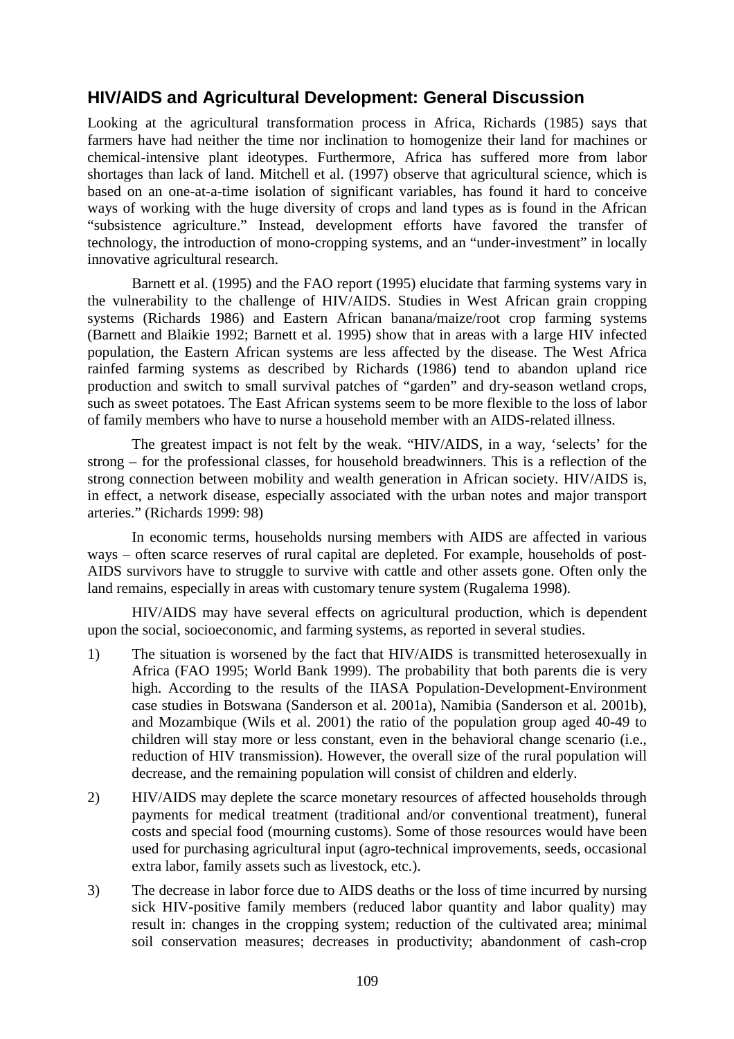## HIV/AIDS and Agricultural Development: General Discussion

Looking at the agricultural transformation process in Africa, Richards (1985) says that farmers have had neither the time nor inclination to homogenize their land for machines or chemical-intensive plant ideotypes. Furthermore, Africa has suffered more from labor shortages than lack of land. Mitchell et al. (1997) observe that agricultural science, which is based on an one-at-a-time isolation of significant variables, has found it hard to conceive ways of working with the huge diversity of crops and land types as is found in the African "subsistence agriculture." Instead, development efforts have favored the transfer of technology, the introduction of mono-cropping systems, and an "under-investment" in locally innovative agricultural research.

Barnett et al. (1995) and the FAO report (1995) elucidate that farming systems vary in the vulnerability to the challenge of HIV/AIDS. Studies in West African grain cropping systems (Richards 1986) and Eastern African banana/maize/root crop farming systems (Barnett and Blaikie 1992; Barnett et al. 1995) show that in areas with a large HIV infected population, the Eastern African systems are less affected by the disease. The West Africa rainfed farming systems as described by Richards (1986) tend to abandon upland rice production and switch to small survival patches of "garden" and dry-season wetland crops, such as sweet potatoes. The East African systems seem to be more flexible to the loss of labor of family members who have to nurse a household member with an AIDS-related illness.

The greatest impact is not felt by the weak. "HIV/AIDS, in a way, 'selects' for the strong – for the professional classes, for household breadwinners. This is a reflection of the strong connection between mobility and wealth generation in African society. HIV/AIDS is, in effect, a network disease, especially associated with the urban notes and major transport arteries." (Richards 1999: 98)

In economic terms, households nursing members with AIDS are affected in various ways – often scarce reserves of rural capital are depleted. For example, households of post-AIDS survivors have to struggle to survive with cattle and other assets gone. Often only the land remains, especially in areas with customary tenure system (Rugalema 1998).

HIV/AIDS may have several effects on agricultural production, which is dependent upon the social, socioeconomic, and farming systems, as reported in several studies.

1) The situation is worsened by the fact that HIV/AIDS is transmitted heterosexually in Africa (FAO 1995; World Bank 1999). The probability that both parents die is very high. According to the results of the IIASA Population-Development-Environment case studies in Botswana (Sanderson et al. 2001a), Namibia (Sanderson et al. 2001b), and Mozambique (Wils et al. 2001) the ratio of the population group aged 40-49 to children will stay more or less constant, even in the behavioral change scenario (i.e., reduction of HIV transmission). However, the overall size of the rural population will decrease, and the remaining population will consist of children and elderly.

2) HIV/AIDS may deplete the scarce monetary resources of affected households through payments for medical treatment (traditional and/or conventional treatment), funeral costs and special food (mourning customs). Some of those resources would have been used for purchasing agricultural input (agro-technical improvements, seeds, occasional extra labor, family assets such as livestock, etc.).

3) The decrease in labor force due to AIDS deaths or the loss of time incurred by nursing sick HIV-positive family members (reduced labor quantity and labor quality) may result in: changes in the cropping system; reduction of the cultivated area; minimal soil conservation measures; decreases in productivity; abandonment of cash-crop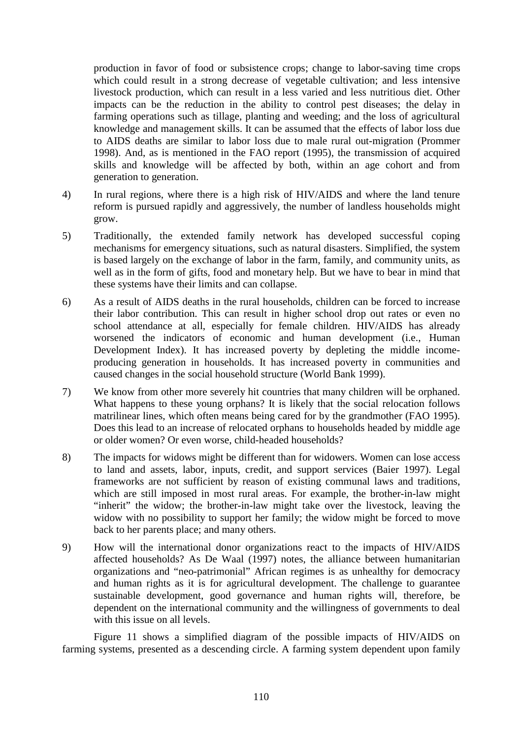production in favor of food or subsistence crops; change to labor-saving time crops which could result in a strong decrease of vegetable cultivation; and less intensive livestock production, which can result in a less varied and less nutritious diet. Other impacts can be the reduction in the ability to control pest diseases; the delay in farming operations such as tillage, planting and weeding; and the loss of agricultural knowledge and management skills. It can be assumed that the effects of labor loss due to AIDS deaths are similar to labor loss due to male rural out-migration (Prommer 1998). And, as is mentioned in the FAO report (1995), the transmission of acquired skills and knowledge will be affected by both, within an age cohort and from generation to generation.

4) In rural regions, where there is a high risk of HIV/AIDS and where the land tenure reform is pursued rapidly and aggressively, the number of landless households might grow.

5) Traditionally, the extended family network has developed successful coping mechanisms for emergency situations, such as natural disasters. Simplified, the system is based largely on the exchange of labor in the farm, family, and community units, as well as in the form of gifts, food and monetary help. But we have to bear in mind that these systems have their limits and can collapse.

6) As a result of AIDS deaths in the rural households, children can be forced to increase their labor contribution. This can result in higher school drop out rates or even no school attendance at all, especially for female children. HIV/AIDS has already worsened the indicators of economic and human development (i.e., Human Development Index). It has increased poverty by depleting the middle income-producing generation in households. It has increased poverty in communities and caused changes in the social household structure (World Bank 1999).

7) We know from other more severely hit countries that many children will be orphaned. What happens to these young orphans? It is likely that the social relocation follows matrilinear lines, which often means being cared for by the grandmother (FAO 1995). Does this lead to an increase of relocated orphans to households headed by middle age or older women? Or even worse, child-headed households?

8) The impacts for widows might be different than for widowers. Women can lose access to land and assets, labor, inputs, credit, and support services (Baier 1997). Legal frameworks are not sufficient by reason of existing communal laws and traditions, which are still imposed in most rural areas. For example, the brother-in-law might "inherit" the widow; the brother-in-law might take over the livestock, leaving the widow with no possibility to support her family; the widow might be forced to move back to her parents place; and many others.

9) How will the international donor organizations react to the impacts of HIV/AIDS affected households? As De Waal (1997) notes, the alliance between humanitarian organizations and "neo-patrimonial" African regimes is as unhealthy for democracy and human rights as it is for agricultural development. The challenge to guarantee sustainable development, good governance and human rights will, therefore, be dependent on the international community and the willingness of governments to deal with this issue on all levels.

Figure 11 shows a simplified diagram of the possible impacts of HIV/AIDS on farming systems, presented as a descending circle. A farming system dependent upon family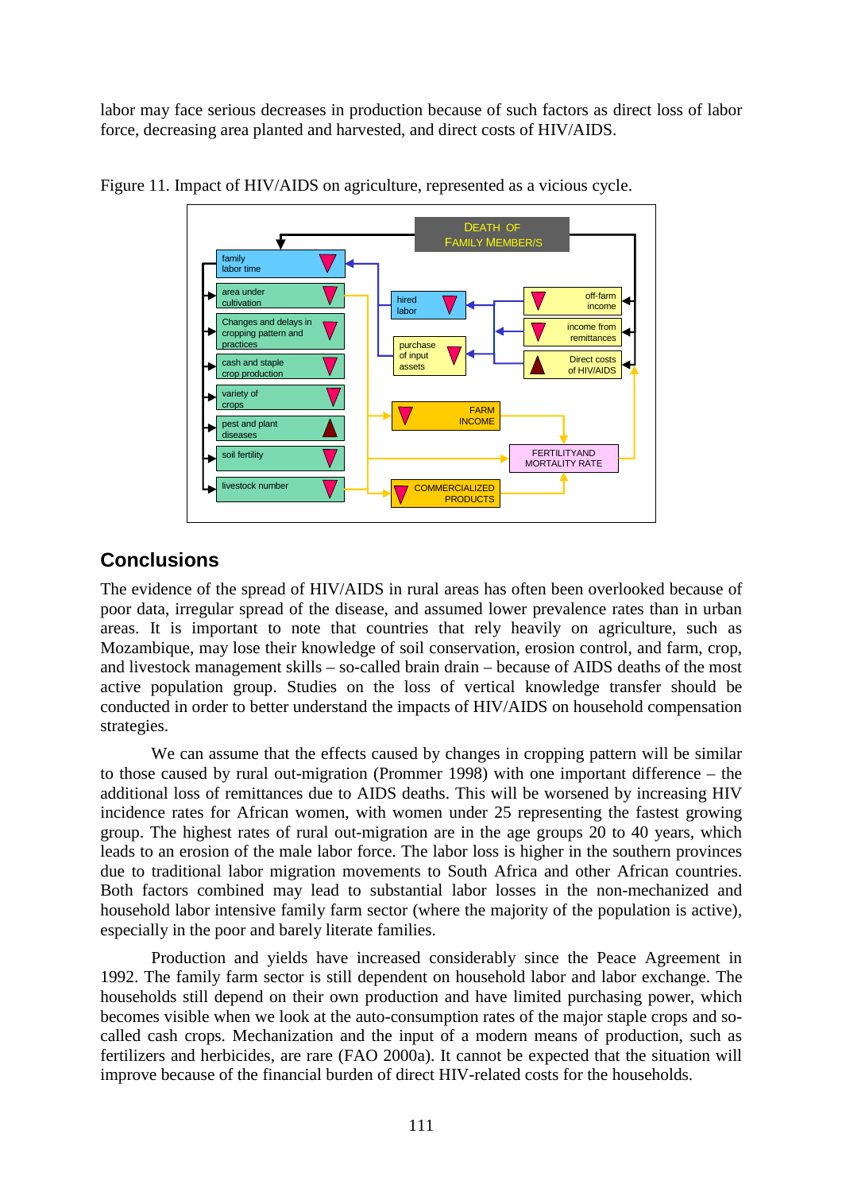labor may face serious decreases in production because of such factors as direct loss of labor force, decreasing area planted and harvested, and direct costs of HIV/AIDS.

Figure 11. Impact of HIV/AIDS on agriculture, represented as a vicious cycle.

## Conclusions

The evidence of the spread of HIV/AIDS in rural areas has often been overlooked because of poor data, irregular spread of the disease, and assumed lower prevalence rates than in urban areas. It is important to note that countries that rely heavily on agriculture, such as Mozambique, may lose their knowledge of soil conservation, erosion control, and farm, crop, and livestock management skills – so-called brain drain – because of AIDS deaths of the most active population group. Studies on the loss of vertical knowledge transfer should be conducted in order to better understand the impacts of HIV/AIDS on household compensation strategies.

We can assume that the effects caused by changes in cropping pattern will be similar to those caused by rural out-migration (Prommer 1998) with one important difference – the additional loss of remittances due to AIDS deaths. This will be worsened by increasing HIV incidence rates for African women, with women under 25 representing the fastest growing group. The highest rates of rural out-migration are in the age groups 20 to 40 years, which leads to an erosion of the male labor force. The labor loss is higher in the southern provinces due to traditional labor migration movements to South Africa and other African countries. Both factors combined may lead to substantial labor losses in the non-mechanized and household labor intensive family farm sector (where the majority of the population is active), especially in the poor and barely literate families.

Production and yields have increased considerably since the Peace Agreement in 1992. The family farm sector is still dependent on household labor and labor exchange. The households still depend on their own production and have limited purchasing power, which becomes visible when we look at the auto-consumption rates of the major staple crops and so-called cash crops. Mechanization and the input of a modern means of production, such as fertilizers and herbicides, are rare (FAO 2000a). It cannot be expected that the situation will improve because of the financial burden of direct HIV-related costs for the households.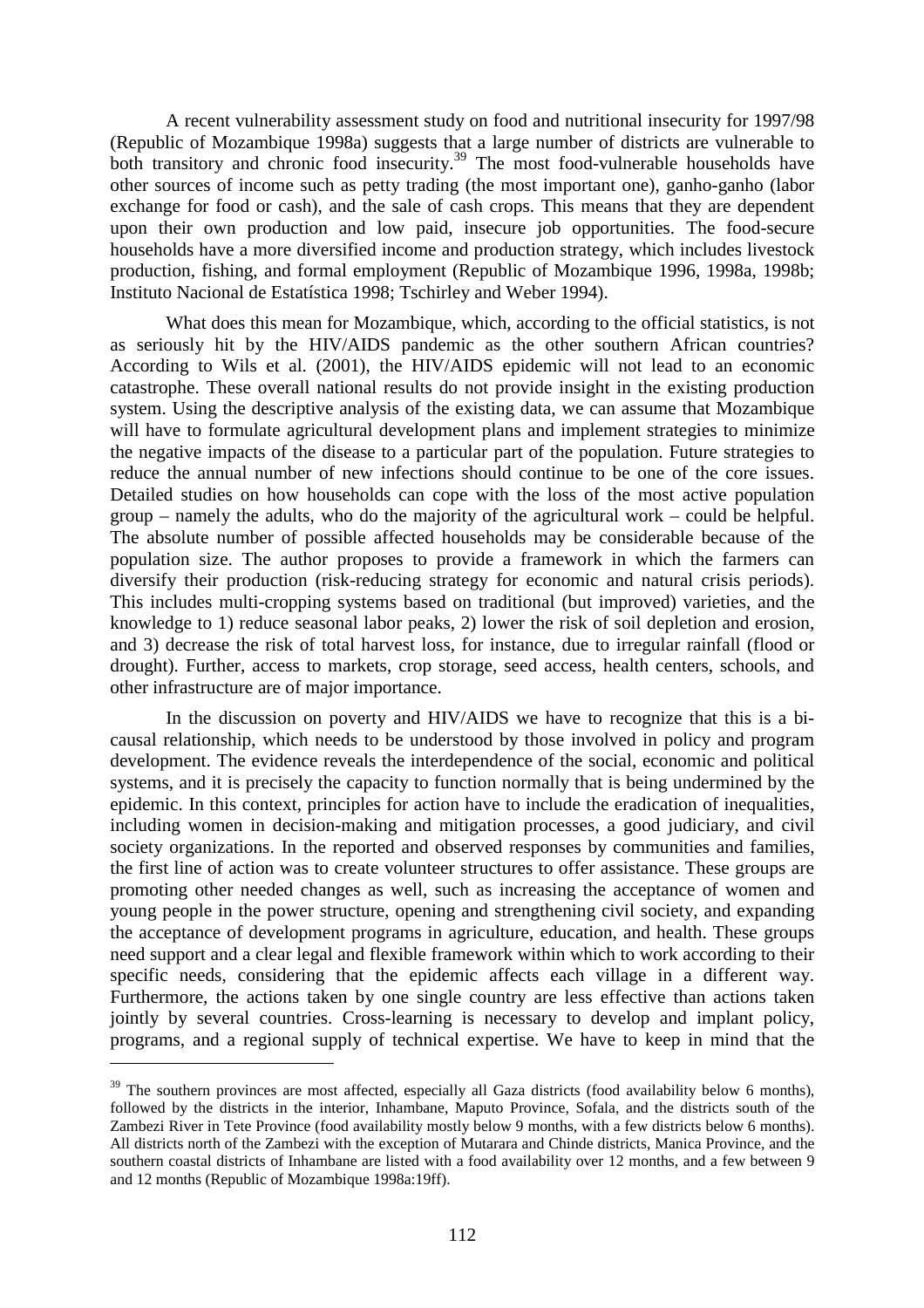A recent vulnerability assessment study on food and nutritional insecurity for 1997/98 (Republic of Mozambique 1998a) suggests that a large number of districts are vulnerable to both transitory and chronic food insecurity.[39] The most food-vulnerable households have other sources of income such as petty trading (the most important one), ganho-ganho (labor exchange for food or cash), and the sale of cash crops. This means that they are dependent upon their own production and low paid, insecure job opportunities. The food-secure households have a more diversified income and production strategy, which includes livestock production, fishing, and formal employment (Republic of Mozambique 1996, 1998a, 1998b; Instituto Nacional de Estatística 1998; Tschirley and Weber 1994).

What does this mean for Mozambique, which, according to the official statistics, is not as seriously hit by the HIV/AIDS pandemic as the other southern African countries? According to Wils et al. (2001), the HIV/AIDS epidemic will not lead to an economic catastrophe. These overall national results do not provide insight in the existing production system. Using the descriptive analysis of the existing data, we can assume that Mozambique will have to formulate agricultural development plans and implement strategies to minimize the negative impacts of the disease to a particular part of the population. Future strategies to reduce the annual number of new infections should continue to be one of the core issues. Detailed studies on how households can cope with the loss of the most active population group – namely the adults, who do the majority of the agricultural work – could be helpful. The absolute number of possible affected households may be considerable because of the population size. The author proposes to provide a framework in which the farmers can diversify their production (risk-reducing strategy for economic and natural crisis periods). This includes multi-cropping systems based on traditional (but improved) varieties, and the knowledge to 1) reduce seasonal labor peaks, 2) lower the risk of soil depletion and erosion, and 3) decrease the risk of total harvest loss, for instance, due to irregular rainfall (flood or drought). Further, access to markets, crop storage, seed access, health centers, schools, and other infrastructure are of major importance.

In the discussion on poverty and HIV/AIDS we have to recognize that this is a bi-causal relationship, which needs to be understood by those involved in policy and program development. The evidence reveals the interdependence of the social, economic and political systems, and it is precisely the capacity to function normally that is being undermined by the epidemic. In this context, principles for action have to include the eradication of inequalities, including women in decision-making and mitigation processes, a good judiciary, and civil society organizations. In the reported and observed responses by communities and families, the first line of action was to create volunteer structures to offer assistance. These groups are promoting other needed changes as well, such as increasing the acceptance of women and young people in the power structure, opening and strengthening civil society, and expanding the acceptance of development programs in agriculture, education, and health. These groups need support and a clear legal and flexible framework within which to work according to their specific needs, considering that the epidemic affects each village in a different way. Furthermore, the actions taken by one single country are less effective than actions taken jointly by several countries. Cross-learning is necessary to develop and implant policy, programs, and a regional supply of technical expertise. We have to keep in mind that the

---

[39] The southern provinces are most affected, especially all Gaza districts (food availability below 6 months), followed by the districts in the interior, Inhambane, Maputo Province, Sofala, and the districts south of the Zambezi River in Tete Province (food availability mostly below 9 months, with a few districts below 6 months). All districts north of the Zambezi with the exception of Mutarara and Chinde districts, Manica Province, and the southern coastal districts of Inhambane are listed with a food availability over 12 months, and a few between 9 and 12 months (Republic of Mozambique 1998a:19ff).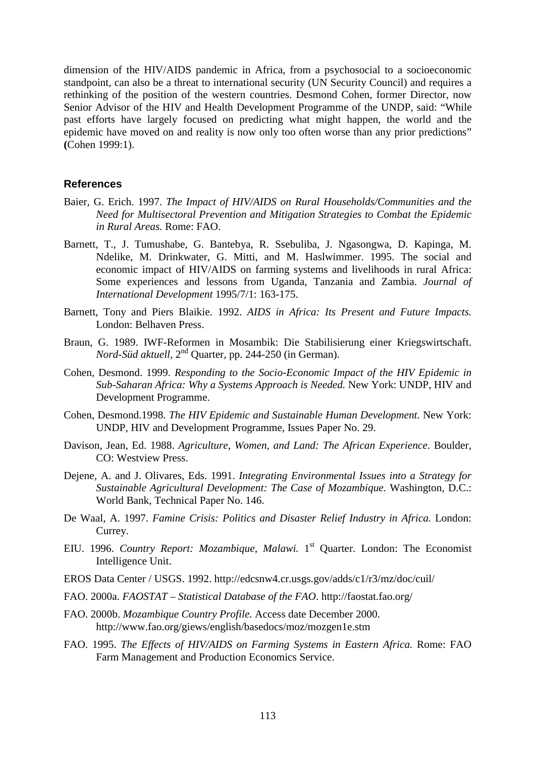dimension of the HIV/AIDS pandemic in Africa, from a psychosocial to a socioeconomic standpoint, can also be a threat to international security (UN Security Council) and requires a rethinking of the position of the western countries. Desmond Cohen, former Director, now Senior Advisor of the HIV and Health Development Programme of the UNDP, said: "While past efforts have largely focused on predicting what might happen, the world and the epidemic have moved on and reality is now only too often worse than any prior predictions" **(**Cohen 1999:1).

## References

Baier, G. Erich. 1997. *The Impact of HIV/AIDS on Rural Households/Communities and the Need for Multisectoral Prevention and Mitigation Strategies to Combat the Epidemic in Rural Areas.* Rome: FAO.

Barnett, T., J. Tumushabe, G. Bantebya, R. Ssebuliba, J. Ngasongwa, D. Kapinga, M. Ndelike, M. Drinkwater, G. Mitti, and M. Haslwimmer. 1995. The social and economic impact of HIV/AIDS on farming systems and livelihoods in rural Africa: Some experiences and lessons from Uganda, Tanzania and Zambia. *Journal of International Development* 1995/7/1: 163-175.

Barnett, Tony and Piers Blaikie. 1992. *AIDS in Africa: Its Present and Future Impacts.* London: Belhaven Press.

Braun, G. 1989. IWF-Reformen in Mosambik: Die Stabilisierung einer Kriegswirtschaft. *Nord-Süd aktuell,* 2nd Quarter, pp. 244-250 (in German).

Cohen, Desmond. 1999. *Responding to the Socio-Economic Impact of the HIV Epidemic in Sub-Saharan Africa: Why a Systems Approach is Needed.* New York: UNDP, HIV and Development Programme.

Cohen, Desmond.1998. *The HIV Epidemic and Sustainable Human Development.* New York: UNDP, HIV and Development Programme, Issues Paper No. 29.

Davison, Jean, Ed. 1988. *Agriculture, Women, and Land: The African Experience*. Boulder, CO: Westview Press.

Dejene, A. and J. Olivares, Eds. 1991. *Integrating Environmental Issues into a Strategy for Sustainable Agricultural Development: The Case of Mozambique.* Washington, D.C.: World Bank, Technical Paper No. 146.

De Waal, A. 1997. *Famine Crisis: Politics and Disaster Relief Industry in Africa.* London: Currey.

EIU. 1996. *Country Report: Mozambique, Malawi.* 1st Quarter. London: The Economist Intelligence Unit.

EROS Data Center / USGS. 1992. http://edcsnw4.cr.usgs.gov/adds/c1/r3/mz/doc/cuil/

FAO. 2000a. *FAOSTAT – Statistical Database of the FAO*. http://faostat.fao.org/

FAO. 2000b. *Mozambique Country Profile.* Access date December 2000. http://www.fao.org/giews/english/basedocs/moz/mozgen1e.stm

FAO. 1995. *The Effects of HIV/AIDS on Farming Systems in Eastern Africa.* Rome: FAO Farm Management and Production Economics Service.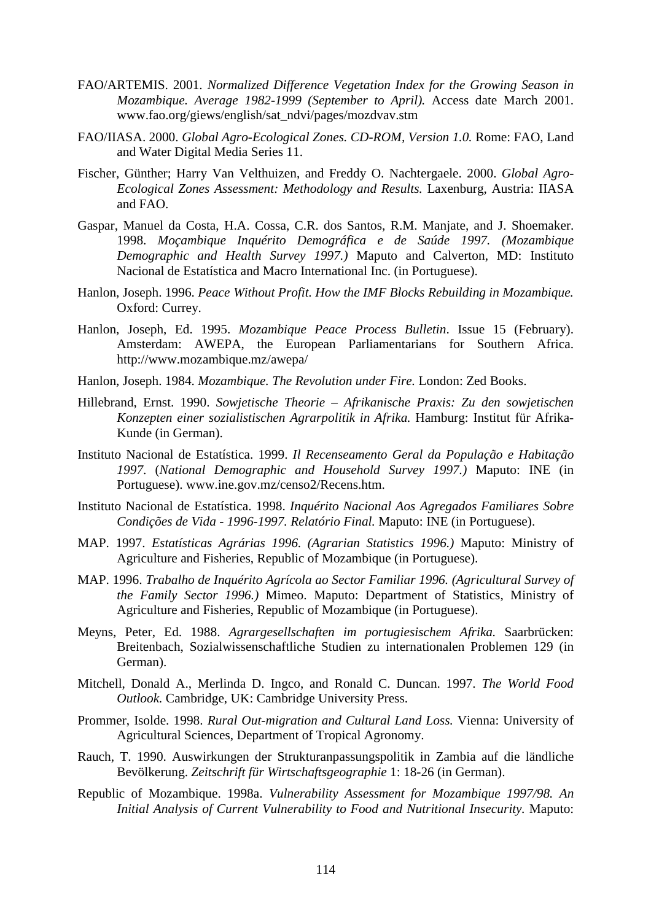FAO/ARTEMIS. 2001. *Normalized Difference Vegetation Index for the Growing Season in Mozambique. Average 1982-1999 (September to April).* Access date March 2001. www.fao.org/giews/english/sat_ndvi/pages/mozdvav.stm

FAO/IIASA. 2000. *Global Agro-Ecological Zones. CD-ROM, Version 1.0.* Rome: FAO, Land and Water Digital Media Series 11.

Fischer, Günther; Harry Van Velthuizen, and Freddy O. Nachtergaele. 2000. *Global Agro-Ecological Zones Assessment: Methodology and Results.* Laxenburg, Austria: IIASA and FAO.

Gaspar, Manuel da Costa, H.A. Cossa, C.R. dos Santos, R.M. Manjate, and J. Shoemaker. 1998. *Moçambique Inquérito Demográfica e de Saúde 1997. (Mozambique Demographic and Health Survey 1997.)* Maputo and Calverton, MD: Instituto Nacional de Estatística and Macro International Inc. (in Portuguese).

Hanlon, Joseph. 1996. *Peace Without Profit. How the IMF Blocks Rebuilding in Mozambique.* Oxford: Currey.

Hanlon, Joseph, Ed. 1995. *Mozambique Peace Process Bulletin*. Issue 15 (February). Amsterdam: AWEPA, the European Parliamentarians for Southern Africa. http://www.mozambique.mz/awepa/

Hanlon, Joseph. 1984. *Mozambique. The Revolution under Fire.* London: Zed Books.

Hillebrand, Ernst. 1990. *Sowjetische Theorie – Afrikanische Praxis: Zu den sowjetischen Konzepten einer sozialistischen Agrarpolitik in Afrika.* Hamburg: Institut für Afrika-Kunde (in German).

Instituto Nacional de Estatística. 1999. *Il Recenseamento Geral da População e Habitação 1997.* (*National Demographic and Household Survey 1997.)* Maputo: INE (in Portuguese). www.ine.gov.mz/censo2/Recens.htm.

Instituto Nacional de Estatística. 1998. *Inquérito Nacional Aos Agregados Familiares Sobre Condições de Vida - 1996-1997. Relatório Final.* Maputo: INE (in Portuguese).

MAP. 1997. *Estatísticas Agrárias 1996. (Agrarian Statistics 1996.)* Maputo: Ministry of Agriculture and Fisheries, Republic of Mozambique (in Portuguese).

MAP. 1996. *Trabalho de Inquérito Agrícola ao Sector Familiar 1996. (Agricultural Survey of the Family Sector 1996.)* Mimeo. Maputo: Department of Statistics, Ministry of Agriculture and Fisheries, Republic of Mozambique (in Portuguese).

Meyns, Peter, Ed. 1988. *Agrargesellschaften im portugiesischem Afrika.* Saarbrücken: Breitenbach, Sozialwissenschaftliche Studien zu internationalen Problemen 129 (in German).

Mitchell, Donald A., Merlinda D. Ingco, and Ronald C. Duncan. 1997. *The World Food Outlook.* Cambridge, UK: Cambridge University Press.

Prommer, Isolde. 1998. *Rural Out-migration and Cultural Land Loss.* Vienna: University of Agricultural Sciences, Department of Tropical Agronomy.

Rauch, T. 1990. Auswirkungen der Strukturanpassungspolitik in Zambia auf die ländliche Bevölkerung. *Zeitschrift für Wirtschaftsgeographie* 1: 18-26 (in German).

Republic of Mozambique. 1998a. *Vulnerability Assessment for Mozambique 1997/98. An Initial Analysis of Current Vulnerability to Food and Nutritional Insecurity.* Maputo: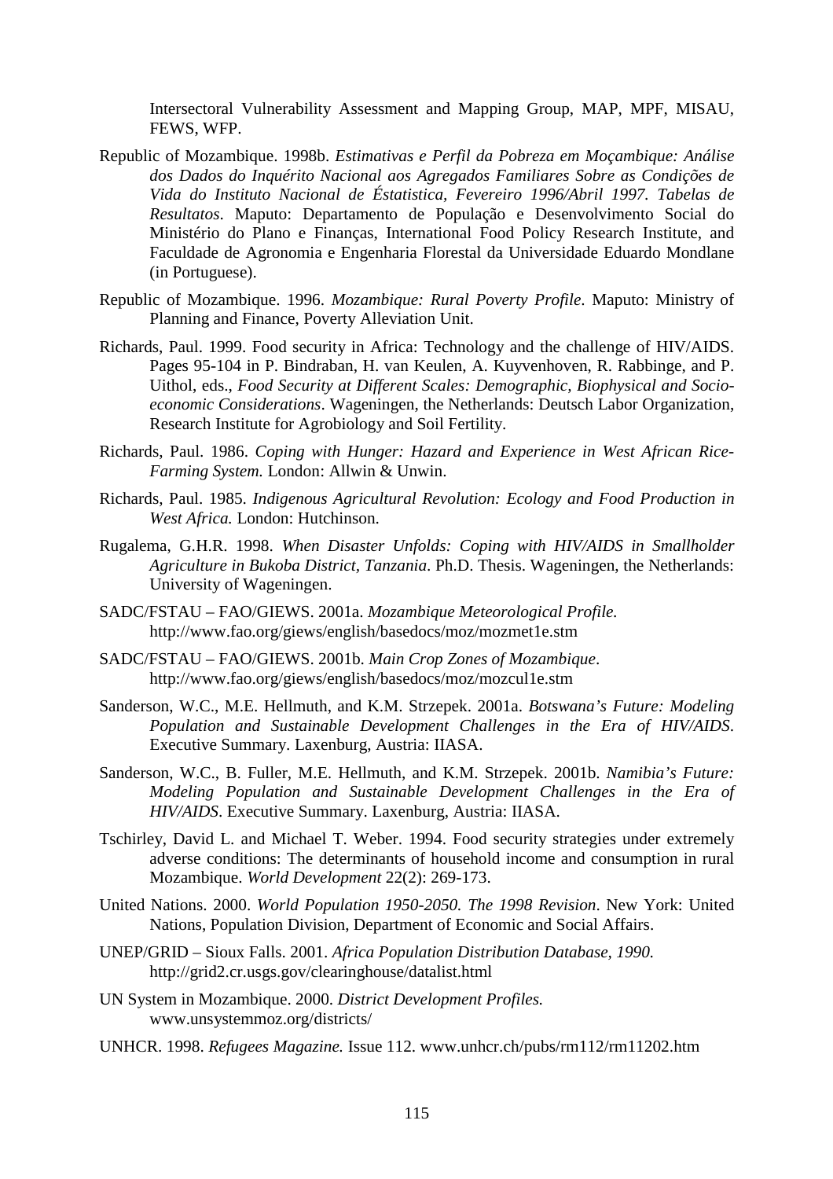Intersectoral Vulnerability Assessment and Mapping Group, MAP, MPF, MISAU, FEWS, WFP.

Republic of Mozambique. 1998b. *Estimativas e Perfil da Pobreza em Moçambique: Análise dos Dados do Inquérito Nacional aos Agregados Familiares Sobre as Condições de Vida do Instituto Nacional de Éstatistica, Fevereiro 1996/Abril 1997. Tabelas de Resultatos*. Maputo: Departamento de População e Desenvolvimento Social do Ministério do Plano e Finanças, International Food Policy Research Institute, and Faculdade de Agronomia e Engenharia Florestal da Universidade Eduardo Mondlane (in Portuguese).

Republic of Mozambique. 1996. *Mozambique: Rural Poverty Profile*. Maputo: Ministry of Planning and Finance, Poverty Alleviation Unit.

Richards, Paul. 1999. Food security in Africa: Technology and the challenge of HIV/AIDS. Pages 95-104 in P. Bindraban, H. van Keulen, A. Kuyvenhoven, R. Rabbinge, and P. Uithol, eds., *Food Security at Different Scales: Demographic, Biophysical and Socio-economic Considerations*. Wageningen, the Netherlands: Deutsch Labor Organization, Research Institute for Agrobiology and Soil Fertility.

Richards, Paul. 1986. *Coping with Hunger: Hazard and Experience in West African Rice-Farming System.* London: Allwin & Unwin.

Richards, Paul. 1985. *Indigenous Agricultural Revolution: Ecology and Food Production in West Africa.* London: Hutchinson.

Rugalema, G.H.R. 1998. *When Disaster Unfolds: Coping with HIV/AIDS in Smallholder Agriculture in Bukoba District, Tanzania*. Ph.D. Thesis. Wageningen, the Netherlands: University of Wageningen.

SADC/FSTAU – FAO/GIEWS. 2001a. *Mozambique Meteorological Profile.* http://www.fao.org/giews/english/basedocs/moz/mozmet1e.stm

SADC/FSTAU – FAO/GIEWS. 2001b. *Main Crop Zones of Mozambique*. http://www.fao.org/giews/english/basedocs/moz/mozcul1e.stm

Sanderson, W.C., M.E. Hellmuth, and K.M. Strzepek. 2001a. *Botswana's Future: Modeling Population and Sustainable Development Challenges in the Era of HIV/AIDS*. Executive Summary. Laxenburg, Austria: IIASA.

Sanderson, W.C., B. Fuller, M.E. Hellmuth, and K.M. Strzepek. 2001b. *Namibia's Future: Modeling Population and Sustainable Development Challenges in the Era of HIV/AIDS*. Executive Summary. Laxenburg, Austria: IIASA.

Tschirley, David L. and Michael T. Weber. 1994. Food security strategies under extremely adverse conditions: The determinants of household income and consumption in rural Mozambique. *World Development* 22(2): 269-173.

United Nations. 2000. *World Population 1950-2050. The 1998 Revision*. New York: United Nations, Population Division, Department of Economic and Social Affairs.

UNEP/GRID – Sioux Falls. 2001. *Africa Population Distribution Database, 1990.* http://grid2.cr.usgs.gov/clearinghouse/datalist.html

UN System in Mozambique. 2000. *District Development Profiles.* www.unsystemmoz.org/districts/

UNHCR. 1998. *Refugees Magazine.* Issue 112. www.unhcr.ch/pubs/rm112/rm11202.htm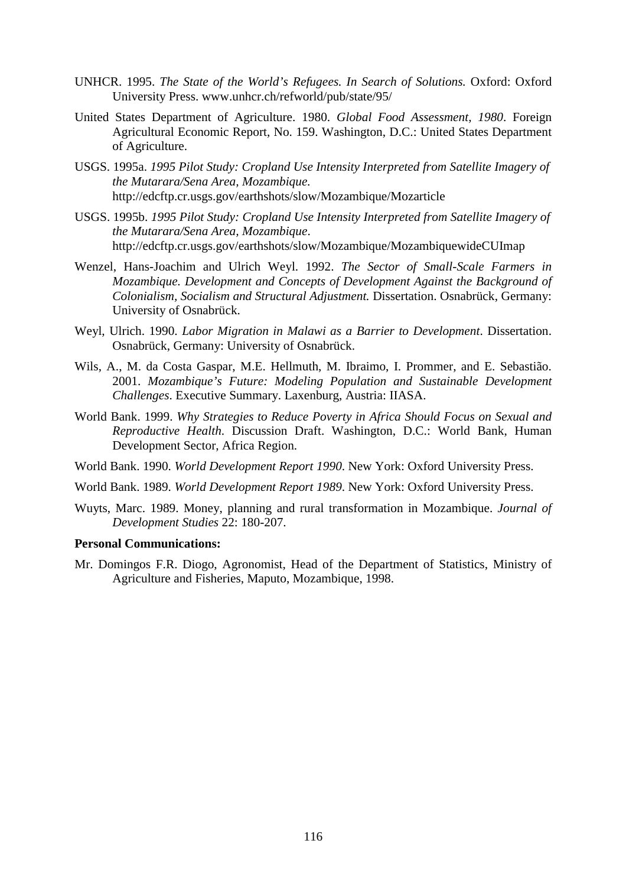UNHCR. 1995. *The State of the World's Refugees. In Search of Solutions.* Oxford: Oxford University Press. www.unhcr.ch/refworld/pub/state/95/

United States Department of Agriculture. 1980. *Global Food Assessment, 1980*. Foreign Agricultural Economic Report, No. 159. Washington, D.C.: United States Department of Agriculture.

USGS. 1995a. *1995 Pilot Study: Cropland Use Intensity Interpreted from Satellite Imagery of the Mutarara/Sena Area, Mozambique.* http://edcftp.cr.usgs.gov/earthshots/slow/Mozambique/Mozarticle

USGS. 1995b. *1995 Pilot Study: Cropland Use Intensity Interpreted from Satellite Imagery of the Mutarara/Sena Area, Mozambique*. http://edcftp.cr.usgs.gov/earthshots/slow/Mozambique/MozambiquewideCUImap

Wenzel, Hans-Joachim and Ulrich Weyl. 1992. *The Sector of Small-Scale Farmers in Mozambique. Development and Concepts of Development Against the Background of Colonialism, Socialism and Structural Adjustment.* Dissertation. Osnabrück, Germany: University of Osnabrück.

Weyl, Ulrich. 1990. *Labor Migration in Malawi as a Barrier to Development*. Dissertation. Osnabrück, Germany: University of Osnabrück.

Wils, A., M. da Costa Gaspar, M.E. Hellmuth, M. Ibraimo, I. Prommer, and E. Sebastião. 2001. *Mozambique's Future: Modeling Population and Sustainable Development Challenges*. Executive Summary. Laxenburg, Austria: IIASA.

World Bank. 1999. *Why Strategies to Reduce Poverty in Africa Should Focus on Sexual and Reproductive Health*. Discussion Draft. Washington, D.C.: World Bank, Human Development Sector, Africa Region.

World Bank. 1990. *World Development Report 1990*. New York: Oxford University Press.

World Bank. 1989. *World Development Report 1989*. New York: Oxford University Press.

Wuyts, Marc. 1989. Money, planning and rural transformation in Mozambique. *Journal of Development Studies* 22: 180-207.

**Personal Communications:**

Mr. Domingos F.R. Diogo, Agronomist, Head of the Department of Statistics, Ministry of Agriculture and Fisheries, Maputo, Mozambique, 1998.